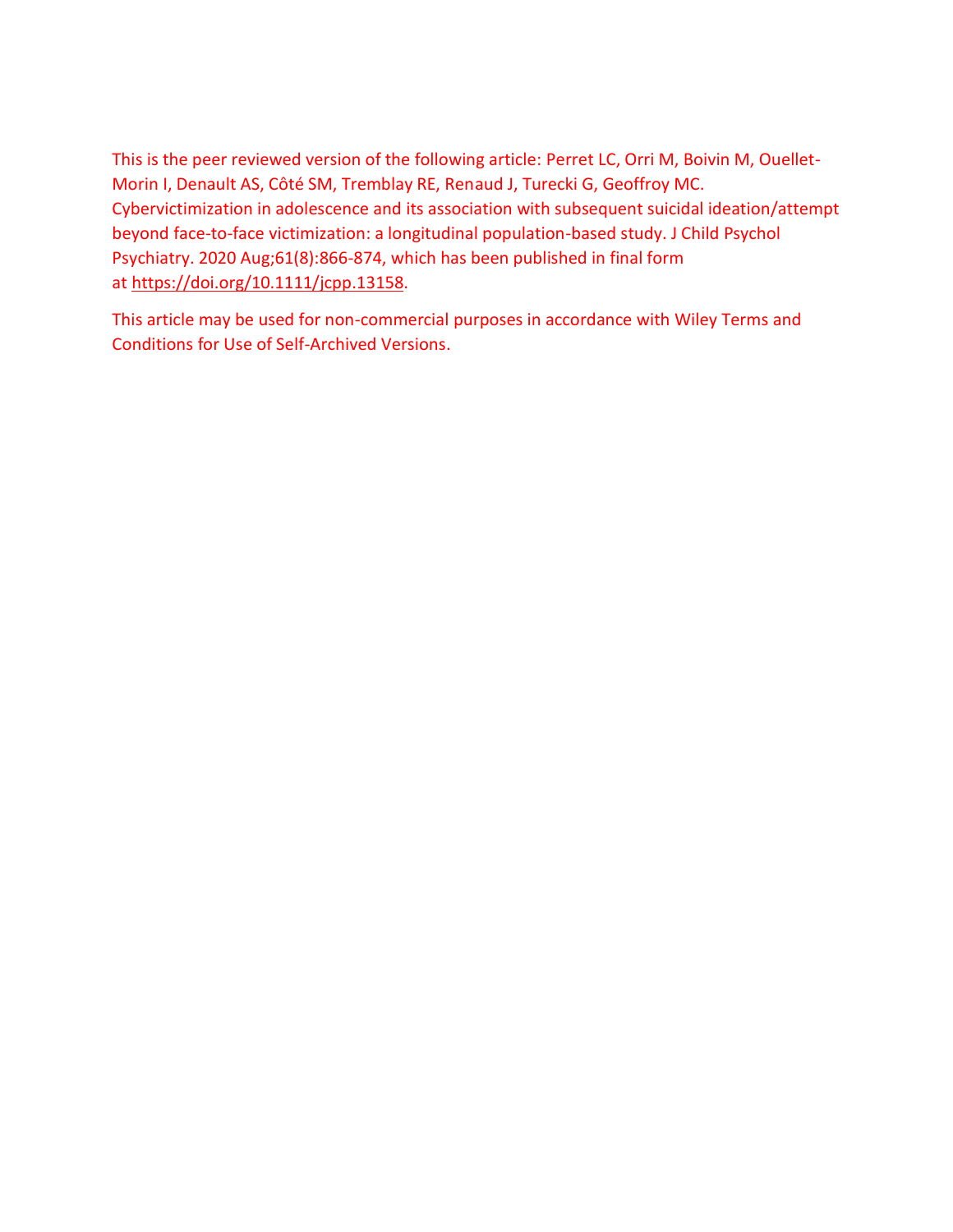This is the peer reviewed version of the following article: Perret LC, Orri M, Boivin M, Ouellet-Morin I, Denault AS, Côté SM, Tremblay RE, Renaud J, Turecki G, Geoffroy MC. Cybervictimization in adolescence and its association with subsequent suicidal ideation/attempt beyond face-to-face victimization: a longitudinal population-based study. J Child Psychol Psychiatry. 2020 Aug;61(8):866-874, which has been published in final form at https://doi.org/10.1111/jcpp.13158.

This article may be used for non-commercial purposes in accordance with Wiley Terms and Conditions for Use of Self-Archived Versions.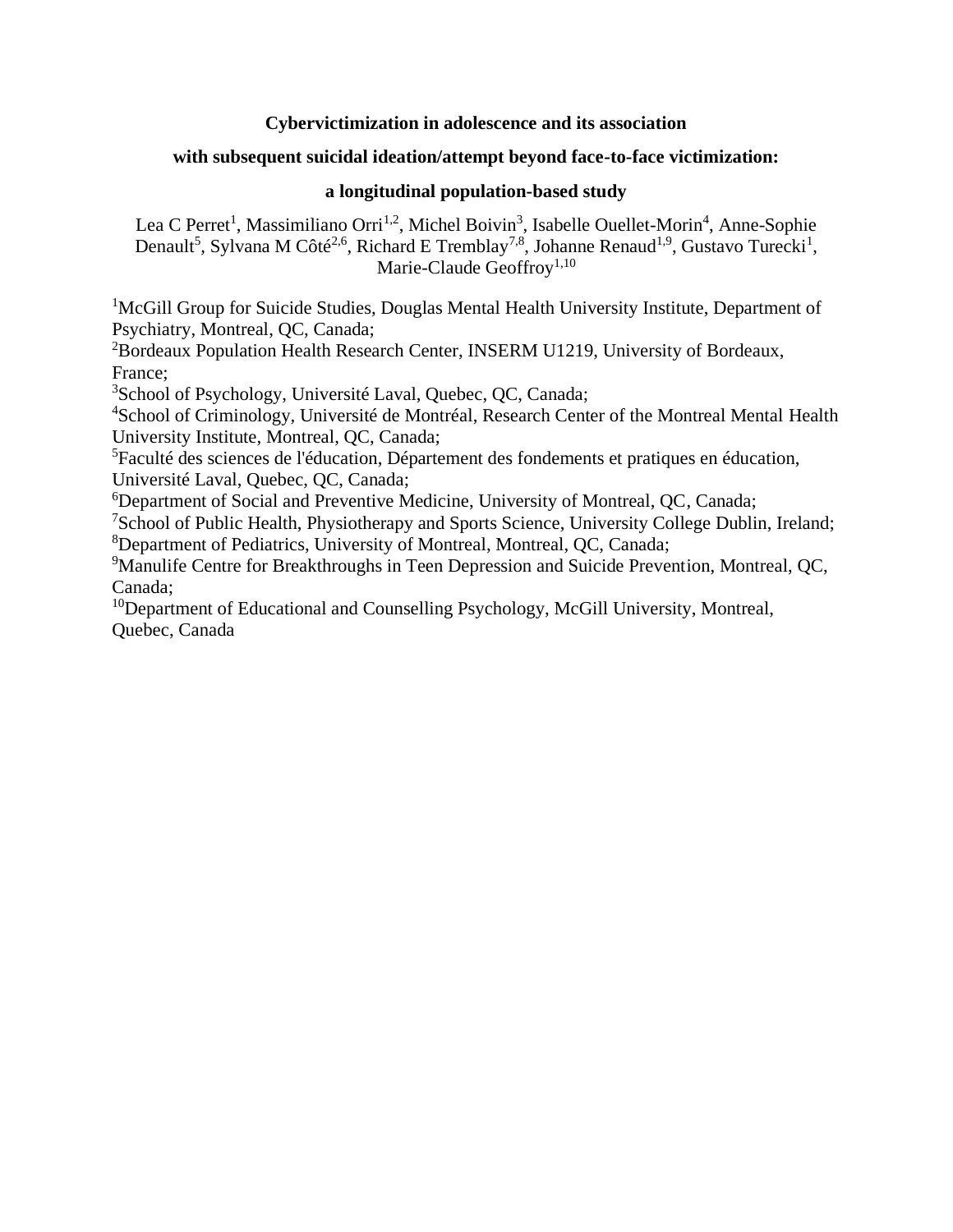# Cybervictimization in adolescence and its association with subsequent suicidal ideation/attempt beyond face-to-face victimization: a longitudinal population-based study

Lea C Perret[1], Massimiliano Orri[1,2], Michel Boivin[3], Isabelle Ouellet-Morin[4], Anne-Sophie Denault[5], Sylvana M Côté[2,6], Richard E Tremblay[7,8], Johanne Renaud[1,9], Gustavo Turecki[1], Marie-Claude Geoffroy[1,10]

[1]McGill Group for Suicide Studies, Douglas Mental Health University Institute, Department of Psychiatry, Montreal, QC, Canada;
[2]Bordeaux Population Health Research Center, INSERM U1219, University of Bordeaux, France;
[3]School of Psychology, Université Laval, Quebec, QC, Canada;
[4]School of Criminology, Université de Montréal, Research Center of the Montreal Mental Health University Institute, Montreal, QC, Canada;
[5]Faculté des sciences de l'éducation, Département des fondements et pratiques en éducation, Université Laval, Quebec, QC, Canada;
[6]Department of Social and Preventive Medicine, University of Montreal, QC, Canada;
[7]School of Public Health, Physiotherapy and Sports Science, University College Dublin, Ireland;
[8]Department of Pediatrics, University of Montreal, Montreal, QC, Canada;
[9]Manulife Centre for Breakthroughs in Teen Depression and Suicide Prevention, Montreal, QC, Canada;
[10]Department of Educational and Counselling Psychology, McGill University, Montreal, Quebec, Canada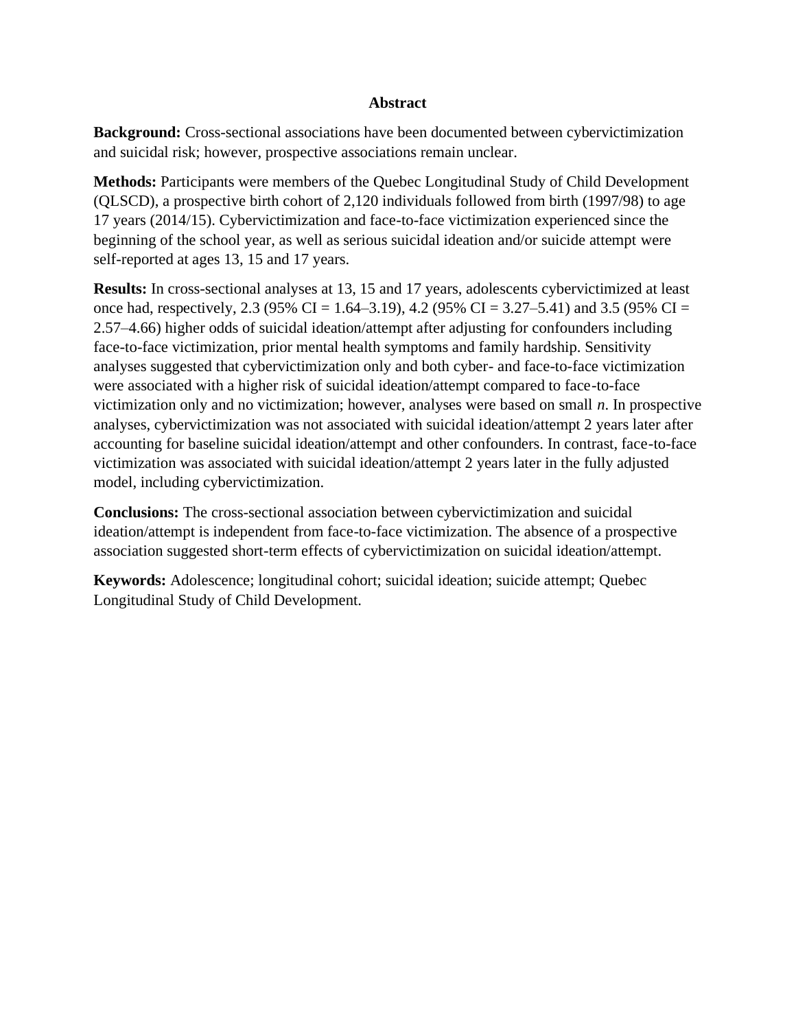## Abstract

**Background:** Cross-sectional associations have been documented between cybervictimization and suicidal risk; however, prospective associations remain unclear.

**Methods:** Participants were members of the Quebec Longitudinal Study of Child Development (QLSCD), a prospective birth cohort of 2,120 individuals followed from birth (1997/98) to age 17 years (2014/15). Cybervictimization and face-to-face victimization experienced since the beginning of the school year, as well as serious suicidal ideation and/or suicide attempt were self-reported at ages 13, 15 and 17 years.

**Results:** In cross-sectional analyses at 13, 15 and 17 years, adolescents cybervictimized at least once had, respectively, 2.3 (95% CI = 1.64–3.19), 4.2 (95% CI = 3.27–5.41) and 3.5 (95% CI = 2.57–4.66) higher odds of suicidal ideation/attempt after adjusting for confounders including face-to-face victimization, prior mental health symptoms and family hardship. Sensitivity analyses suggested that cybervictimization only and both cyber- and face-to-face victimization were associated with a higher risk of suicidal ideation/attempt compared to face-to-face victimization only and no victimization; however, analyses were based on small *n*. In prospective analyses, cybervictimization was not associated with suicidal ideation/attempt 2 years later after accounting for baseline suicidal ideation/attempt and other confounders. In contrast, face-to-face victimization was associated with suicidal ideation/attempt 2 years later in the fully adjusted model, including cybervictimization.

**Conclusions:** The cross-sectional association between cybervictimization and suicidal ideation/attempt is independent from face-to-face victimization. The absence of a prospective association suggested short-term effects of cybervictimization on suicidal ideation/attempt.

**Keywords:** Adolescence; longitudinal cohort; suicidal ideation; suicide attempt; Quebec Longitudinal Study of Child Development.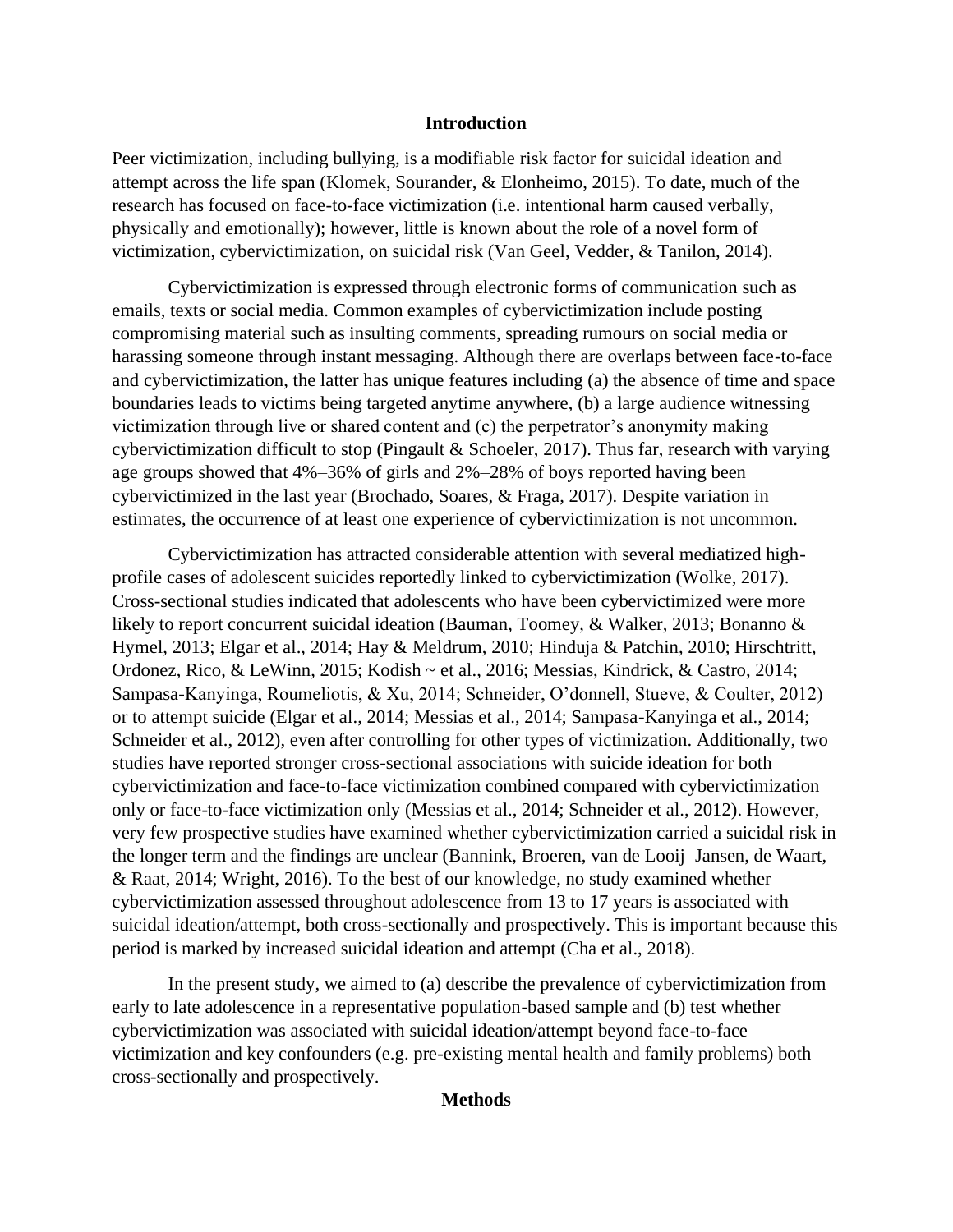## Introduction

Peer victimization, including bullying, is a modifiable risk factor for suicidal ideation and attempt across the life span (Klomek, Sourander, & Elonheimo, 2015). To date, much of the research has focused on face-to-face victimization (i.e. intentional harm caused verbally, physically and emotionally); however, little is known about the role of a novel form of victimization, cybervictimization, on suicidal risk (Van Geel, Vedder, & Tanilon, 2014).

Cybervictimization is expressed through electronic forms of communication such as emails, texts or social media. Common examples of cybervictimization include posting compromising material such as insulting comments, spreading rumours on social media or harassing someone through instant messaging. Although there are overlaps between face-to-face and cybervictimization, the latter has unique features including (a) the absence of time and space boundaries leads to victims being targeted anytime anywhere, (b) a large audience witnessing victimization through live or shared content and (c) the perpetrator's anonymity making cybervictimization difficult to stop (Pingault & Schoeler, 2017). Thus far, research with varying age groups showed that 4%–36% of girls and 2%–28% of boys reported having been cybervictimized in the last year (Brochado, Soares, & Fraga, 2017). Despite variation in estimates, the occurrence of at least one experience of cybervictimization is not uncommon.

Cybervictimization has attracted considerable attention with several mediatized high-profile cases of adolescent suicides reportedly linked to cybervictimization (Wolke, 2017). Cross-sectional studies indicated that adolescents who have been cybervictimized were more likely to report concurrent suicidal ideation (Bauman, Toomey, & Walker, 2013; Bonanno & Hymel, 2013; Elgar et al., 2014; Hay & Meldrum, 2010; Hinduja & Patchin, 2010; Hirschtritt, Ordonez, Rico, & LeWinn, 2015; Kodish ~ et al., 2016; Messias, Kindrick, & Castro, 2014; Sampasa-Kanyinga, Roumeliotis, & Xu, 2014; Schneider, O'donnell, Stueve, & Coulter, 2012) or to attempt suicide (Elgar et al., 2014; Messias et al., 2014; Sampasa-Kanyinga et al., 2014; Schneider et al., 2012), even after controlling for other types of victimization. Additionally, two studies have reported stronger cross-sectional associations with suicide ideation for both cybervictimization and face-to-face victimization combined compared with cybervictimization only or face-to-face victimization only (Messias et al., 2014; Schneider et al., 2012). However, very few prospective studies have examined whether cybervictimization carried a suicidal risk in the longer term and the findings are unclear (Bannink, Broeren, van de Looij–Jansen, de Waart, & Raat, 2014; Wright, 2016). To the best of our knowledge, no study examined whether cybervictimization assessed throughout adolescence from 13 to 17 years is associated with suicidal ideation/attempt, both cross-sectionally and prospectively. This is important because this period is marked by increased suicidal ideation and attempt (Cha et al., 2018).

In the present study, we aimed to (a) describe the prevalence of cybervictimization from early to late adolescence in a representative population-based sample and (b) test whether cybervictimization was associated with suicidal ideation/attempt beyond face-to-face victimization and key confounders (e.g. pre-existing mental health and family problems) both cross-sectionally and prospectively.

## Methods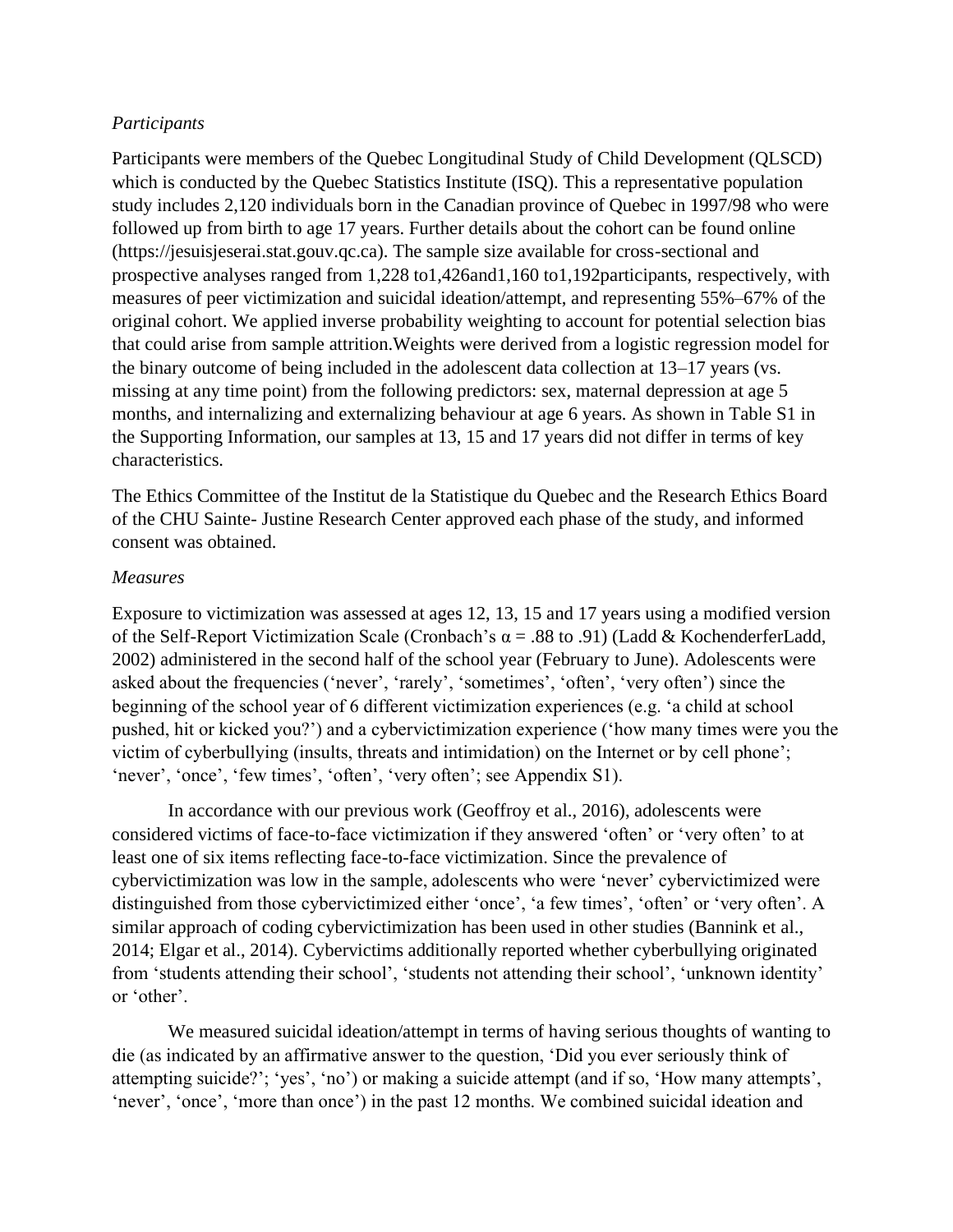*Participants*

Participants were members of the Quebec Longitudinal Study of Child Development (QLSCD) which is conducted by the Quebec Statistics Institute (ISQ). This a representative population study includes 2,120 individuals born in the Canadian province of Quebec in 1997/98 who were followed up from birth to age 17 years. Further details about the cohort can be found online (https://jesuisjeserai.stat.gouv.qc.ca). The sample size available for cross-sectional and prospective analyses ranged from 1,228 to1,426and1,160 to1,192participants, respectively, with measures of peer victimization and suicidal ideation/attempt, and representing 55%–67% of the original cohort. We applied inverse probability weighting to account for potential selection bias that could arise from sample attrition.Weights were derived from a logistic regression model for the binary outcome of being included in the adolescent data collection at 13–17 years (vs. missing at any time point) from the following predictors: sex, maternal depression at age 5 months, and internalizing and externalizing behaviour at age 6 years. As shown in Table S1 in the Supporting Information, our samples at 13, 15 and 17 years did not differ in terms of key characteristics.

The Ethics Committee of the Institut de la Statistique du Quebec and the Research Ethics Board of the CHU Sainte- Justine Research Center approved each phase of the study, and informed consent was obtained.

*Measures*

Exposure to victimization was assessed at ages 12, 13, 15 and 17 years using a modified version of the Self-Report Victimization Scale (Cronbach's α = .88 to .91) (Ladd & KochenderferLadd, 2002) administered in the second half of the school year (February to June). Adolescents were asked about the frequencies ('never', 'rarely', 'sometimes', 'often', 'very often') since the beginning of the school year of 6 different victimization experiences (e.g. 'a child at school pushed, hit or kicked you?') and a cybervictimization experience ('how many times were you the victim of cyberbullying (insults, threats and intimidation) on the Internet or by cell phone'; 'never', 'once', 'few times', 'often', 'very often'; see Appendix S1).

In accordance with our previous work (Geoffroy et al., 2016), adolescents were considered victims of face-to-face victimization if they answered 'often' or 'very often' to at least one of six items reflecting face-to-face victimization. Since the prevalence of cybervictimization was low in the sample, adolescents who were 'never' cybervictimized were distinguished from those cybervictimized either 'once', 'a few times', 'often' or 'very often'. A similar approach of coding cybervictimization has been used in other studies (Bannink et al., 2014; Elgar et al., 2014). Cybervictims additionally reported whether cyberbullying originated from 'students attending their school', 'students not attending their school', 'unknown identity' or 'other'.

We measured suicidal ideation/attempt in terms of having serious thoughts of wanting to die (as indicated by an affirmative answer to the question, 'Did you ever seriously think of attempting suicide?'; 'yes', 'no') or making a suicide attempt (and if so, 'How many attempts', 'never', 'once', 'more than once') in the past 12 months. We combined suicidal ideation and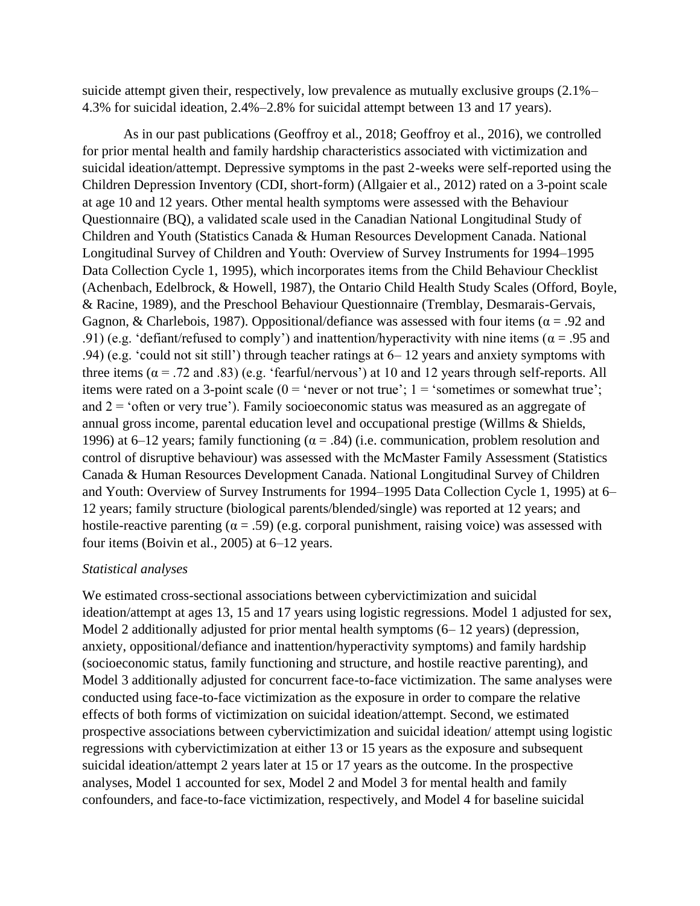suicide attempt given their, respectively, low prevalence as mutually exclusive groups (2.1%–4.3% for suicidal ideation, 2.4%–2.8% for suicidal attempt between 13 and 17 years).

As in our past publications (Geoffroy et al., 2018; Geoffroy et al., 2016), we controlled for prior mental health and family hardship characteristics associated with victimization and suicidal ideation/attempt. Depressive symptoms in the past 2-weeks were self-reported using the Children Depression Inventory (CDI, short-form) (Allgaier et al., 2012) rated on a 3-point scale at age 10 and 12 years. Other mental health symptoms were assessed with the Behaviour Questionnaire (BQ), a validated scale used in the Canadian National Longitudinal Study of Children and Youth (Statistics Canada & Human Resources Development Canada. National Longitudinal Survey of Children and Youth: Overview of Survey Instruments for 1994–1995 Data Collection Cycle 1, 1995), which incorporates items from the Child Behaviour Checklist (Achenbach, Edelbrock, & Howell, 1987), the Ontario Child Health Study Scales (Offord, Boyle, & Racine, 1989), and the Preschool Behaviour Questionnaire (Tremblay, Desmarais-Gervais, Gagnon, & Charlebois, 1987). Oppositional/defiance was assessed with four items ($\alpha = .92$ and .91) (e.g. 'defiant/refused to comply') and inattention/hyperactivity with nine items ($\alpha = .95$ and .94) (e.g. 'could not sit still') through teacher ratings at 6– 12 years and anxiety symptoms with three items ($\alpha = .72$ and .83) (e.g. 'fearful/nervous') at 10 and 12 years through self-reports. All items were rated on a 3-point scale (0 = 'never or not true'; 1 = 'sometimes or somewhat true'; and 2 = 'often or very true'). Family socioeconomic status was measured as an aggregate of annual gross income, parental education level and occupational prestige (Willms & Shields, 1996) at 6–12 years; family functioning ($\alpha = .84$) (i.e. communication, problem resolution and control of disruptive behaviour) was assessed with the McMaster Family Assessment (Statistics Canada & Human Resources Development Canada. National Longitudinal Survey of Children and Youth: Overview of Survey Instruments for 1994–1995 Data Collection Cycle 1, 1995) at 6–12 years; family structure (biological parents/blended/single) was reported at 12 years; and hostile-reactive parenting ($\alpha = .59$) (e.g. corporal punishment, raising voice) was assessed with four items (Boivin et al., 2005) at 6–12 years.

*Statistical analyses*

We estimated cross-sectional associations between cybervictimization and suicidal ideation/attempt at ages 13, 15 and 17 years using logistic regressions. Model 1 adjusted for sex, Model 2 additionally adjusted for prior mental health symptoms (6– 12 years) (depression, anxiety, oppositional/defiance and inattention/hyperactivity symptoms) and family hardship (socioeconomic status, family functioning and structure, and hostile reactive parenting), and Model 3 additionally adjusted for concurrent face-to-face victimization. The same analyses were conducted using face-to-face victimization as the exposure in order to compare the relative effects of both forms of victimization on suicidal ideation/attempt. Second, we estimated prospective associations between cybervictimization and suicidal ideation/ attempt using logistic regressions with cybervictimization at either 13 or 15 years as the exposure and subsequent suicidal ideation/attempt 2 years later at 15 or 17 years as the outcome. In the prospective analyses, Model 1 accounted for sex, Model 2 and Model 3 for mental health and family confounders, and face-to-face victimization, respectively, and Model 4 for baseline suicidal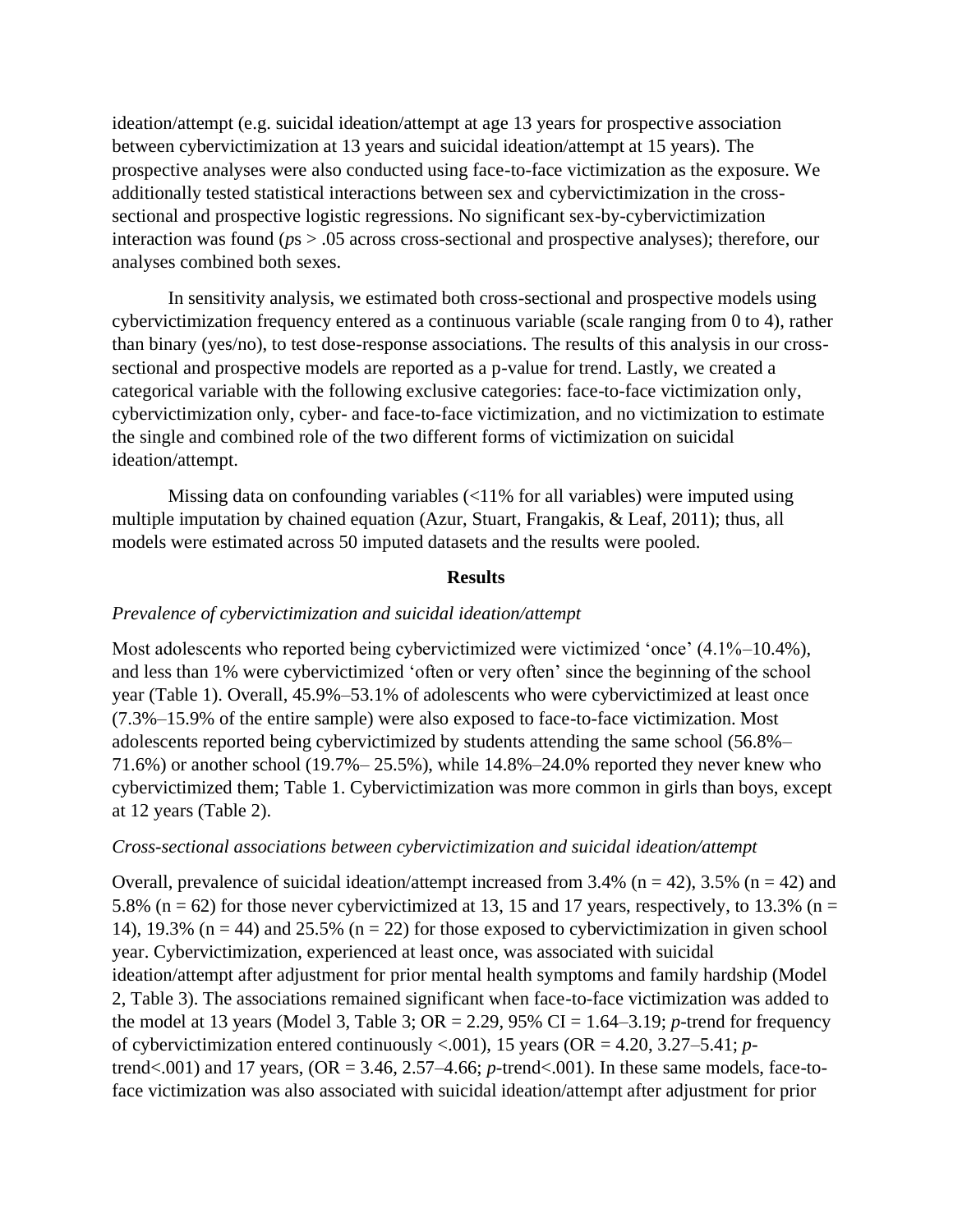ideation/attempt (e.g. suicidal ideation/attempt at age 13 years for prospective association between cybervictimization at 13 years and suicidal ideation/attempt at 15 years). The prospective analyses were also conducted using face-to-face victimization as the exposure. We additionally tested statistical interactions between sex and cybervictimization in the cross-sectional and prospective logistic regressions. No significant sex-by-cybervictimization interaction was found (*p*s > .05 across cross-sectional and prospective analyses); therefore, our analyses combined both sexes.

In sensitivity analysis, we estimated both cross-sectional and prospective models using cybervictimization frequency entered as a continuous variable (scale ranging from 0 to 4), rather than binary (yes/no), to test dose-response associations. The results of this analysis in our cross-sectional and prospective models are reported as a p-value for trend. Lastly, we created a categorical variable with the following exclusive categories: face-to-face victimization only, cybervictimization only, cyber- and face-to-face victimization, and no victimization to estimate the single and combined role of the two different forms of victimization on suicidal ideation/attempt.

Missing data on confounding variables (<11% for all variables) were imputed using multiple imputation by chained equation (Azur, Stuart, Frangakis, & Leaf, 2011); thus, all models were estimated across 50 imputed datasets and the results were pooled.

## Results

### *Prevalence of cybervictimization and suicidal ideation/attempt*

Most adolescents who reported being cybervictimized were victimized 'once' (4.1%–10.4%), and less than 1% were cybervictimized 'often or very often' since the beginning of the school year (Table 1). Overall, 45.9%–53.1% of adolescents who were cybervictimized at least once (7.3%–15.9% of the entire sample) were also exposed to face-to-face victimization. Most adolescents reported being cybervictimized by students attending the same school (56.8%–71.6%) or another school (19.7%– 25.5%), while 14.8%–24.0% reported they never knew who cybervictimized them; Table 1. Cybervictimization was more common in girls than boys, except at 12 years (Table 2).

### *Cross-sectional associations between cybervictimization and suicidal ideation/attempt*

Overall, prevalence of suicidal ideation/attempt increased from 3.4% (n = 42), 3.5% (n = 42) and 5.8% (n = 62) for those never cybervictimized at 13, 15 and 17 years, respectively, to 13.3% (n = 14), 19.3% (n = 44) and 25.5% (n = 22) for those exposed to cybervictimization in given school year. Cybervictimization, experienced at least once, was associated with suicidal ideation/attempt after adjustment for prior mental health symptoms and family hardship (Model 2, Table 3). The associations remained significant when face-to-face victimization was added to the model at 13 years (Model 3, Table 3; OR = 2.29, 95% CI = 1.64–3.19; *p*-trend for frequency of cybervictimization entered continuously <.001), 15 years (OR = 4.20, 3.27–5.41; *p*-trend<.001) and 17 years, (OR = 3.46, 2.57–4.66; *p*-trend<.001). In these same models, face-to-face victimization was also associated with suicidal ideation/attempt after adjustment for prior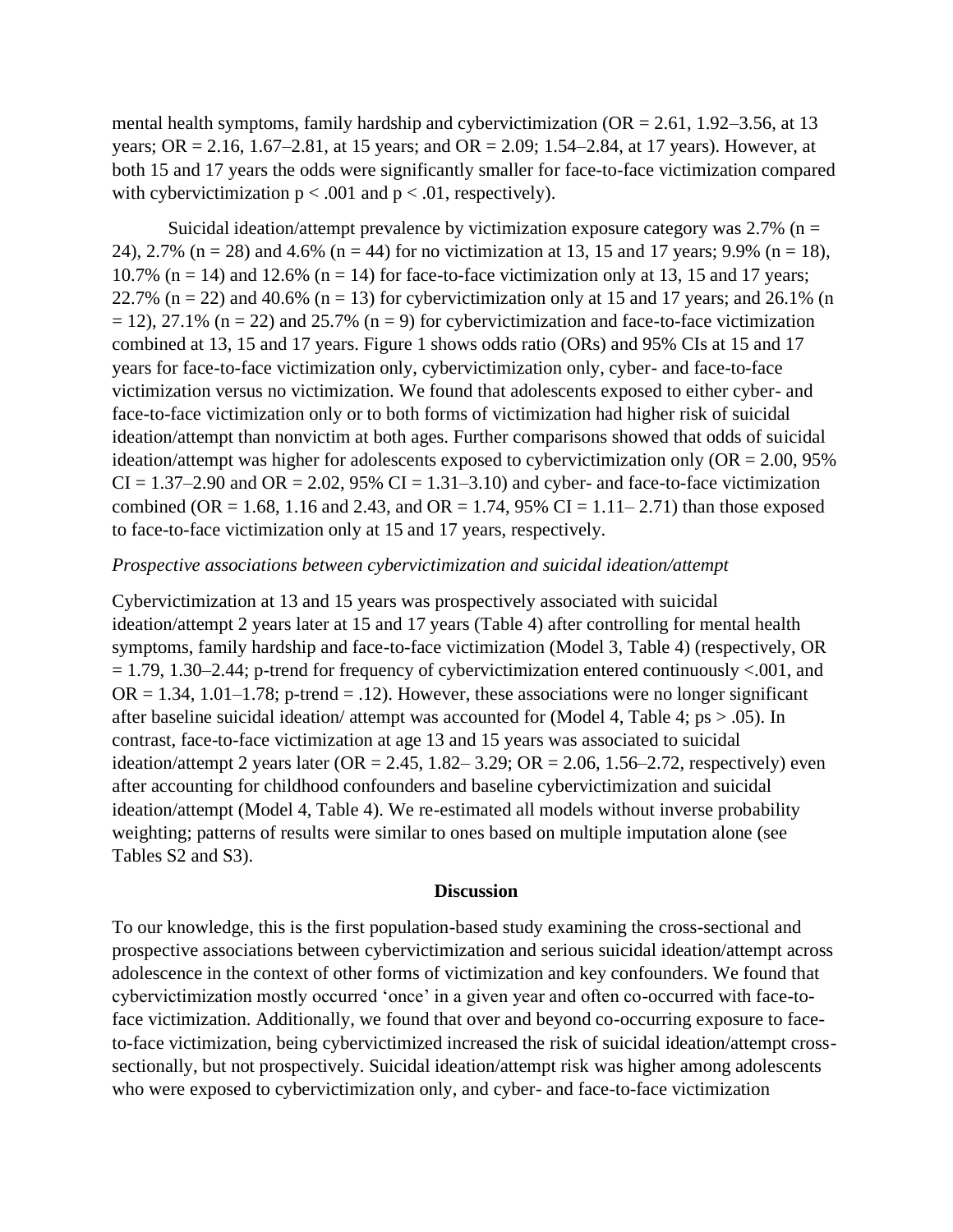mental health symptoms, family hardship and cybervictimization (OR = 2.61, 1.92–3.56, at 13 years; OR = 2.16, 1.67–2.81, at 15 years; and OR = 2.09; 1.54–2.84, at 17 years). However, at both 15 and 17 years the odds were significantly smaller for face-to-face victimization compared with cybervictimization $p < .001$ and $p < .01$, respectively).

Suicidal ideation/attempt prevalence by victimization exposure category was 2.7% (n = 24), 2.7% (n = 28) and 4.6% (n = 44) for no victimization at 13, 15 and 17 years; 9.9% (n = 18), 10.7% (n = 14) and 12.6% (n = 14) for face-to-face victimization only at 13, 15 and 17 years; 22.7% (n = 22) and 40.6% (n = 13) for cybervictimization only at 15 and 17 years; and 26.1% (n = 12), 27.1% (n = 22) and 25.7% (n = 9) for cybervictimization and face-to-face victimization combined at 13, 15 and 17 years. Figure 1 shows odds ratio (ORs) and 95% CIs at 15 and 17 years for face-to-face victimization only, cybervictimization only, cyber- and face-to-face victimization versus no victimization. We found that adolescents exposed to either cyber- and face-to-face victimization only or to both forms of victimization had higher risk of suicidal ideation/attempt than nonvictim at both ages. Further comparisons showed that odds of suicidal ideation/attempt was higher for adolescents exposed to cybervictimization only (OR = 2.00, 95% CI = 1.37–2.90 and OR = 2.02, 95% CI = 1.31–3.10) and cyber- and face-to-face victimization combined (OR = 1.68, 1.16 and 2.43, and OR = 1.74, 95% CI = 1.11– 2.71) than those exposed to face-to-face victimization only at 15 and 17 years, respectively.

*Prospective associations between cybervictimization and suicidal ideation/attempt*

Cybervictimization at 13 and 15 years was prospectively associated with suicidal ideation/attempt 2 years later at 15 and 17 years (Table 4) after controlling for mental health symptoms, family hardship and face-to-face victimization (Model 3, Table 4) (respectively, OR = 1.79, 1.30–2.44; p-trend for frequency of cybervictimization entered continuously <.001, and OR = 1.34, 1.01–1.78; p-trend = .12). However, these associations were no longer significant after baseline suicidal ideation/ attempt was accounted for (Model 4, Table 4; ps > .05). In contrast, face-to-face victimization at age 13 and 15 years was associated to suicidal ideation/attempt 2 years later (OR = 2.45, 1.82– 3.29; OR = 2.06, 1.56–2.72, respectively) even after accounting for childhood confounders and baseline cybervictimization and suicidal ideation/attempt (Model 4, Table 4). We re-estimated all models without inverse probability weighting; patterns of results were similar to ones based on multiple imputation alone (see Tables S2 and S3).

## Discussion

To our knowledge, this is the first population-based study examining the cross-sectional and prospective associations between cybervictimization and serious suicidal ideation/attempt across adolescence in the context of other forms of victimization and key confounders. We found that cybervictimization mostly occurred 'once' in a given year and often co-occurred with face-to-face victimization. Additionally, we found that over and beyond co-occurring exposure to face-to-face victimization, being cybervictimized increased the risk of suicidal ideation/attempt cross-sectionally, but not prospectively. Suicidal ideation/attempt risk was higher among adolescents who were exposed to cybervictimization only, and cyber- and face-to-face victimization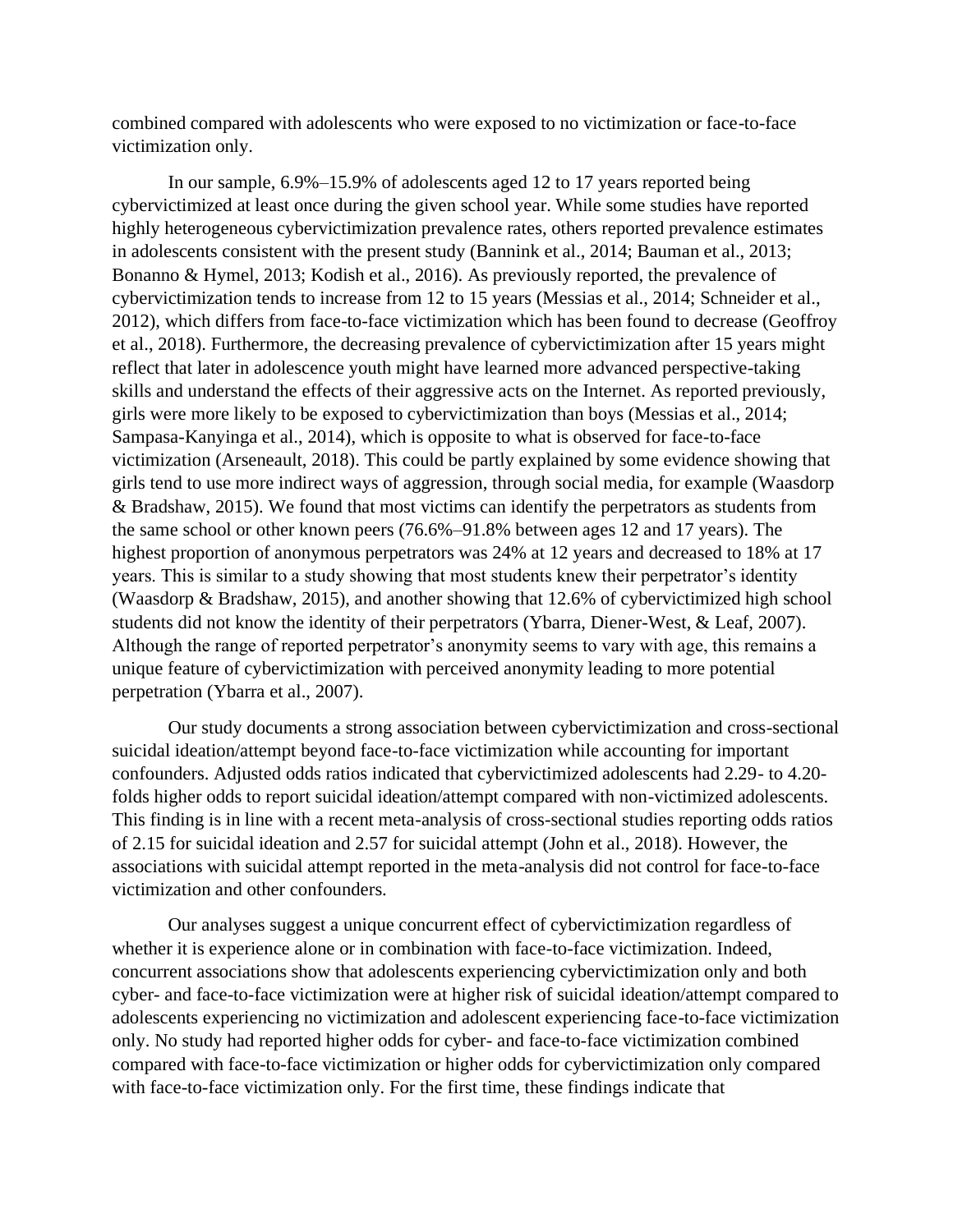combined compared with adolescents who were exposed to no victimization or face-to-face victimization only.

In our sample, 6.9%–15.9% of adolescents aged 12 to 17 years reported being cybervictimized at least once during the given school year. While some studies have reported highly heterogeneous cybervictimization prevalence rates, others reported prevalence estimates in adolescents consistent with the present study (Bannink et al., 2014; Bauman et al., 2013; Bonanno & Hymel, 2013; Kodish et al., 2016). As previously reported, the prevalence of cybervictimization tends to increase from 12 to 15 years (Messias et al., 2014; Schneider et al., 2012), which differs from face-to-face victimization which has been found to decrease (Geoffroy et al., 2018). Furthermore, the decreasing prevalence of cybervictimization after 15 years might reflect that later in adolescence youth might have learned more advanced perspective-taking skills and understand the effects of their aggressive acts on the Internet. As reported previously, girls were more likely to be exposed to cybervictimization than boys (Messias et al., 2014; Sampasa-Kanyinga et al., 2014), which is opposite to what is observed for face-to-face victimization (Arseneault, 2018). This could be partly explained by some evidence showing that girls tend to use more indirect ways of aggression, through social media, for example (Waasdorp & Bradshaw, 2015). We found that most victims can identify the perpetrators as students from the same school or other known peers (76.6%–91.8% between ages 12 and 17 years). The highest proportion of anonymous perpetrators was 24% at 12 years and decreased to 18% at 17 years. This is similar to a study showing that most students knew their perpetrator's identity (Waasdorp & Bradshaw, 2015), and another showing that 12.6% of cybervictimized high school students did not know the identity of their perpetrators (Ybarra, Diener-West, & Leaf, 2007). Although the range of reported perpetrator's anonymity seems to vary with age, this remains a unique feature of cybervictimization with perceived anonymity leading to more potential perpetration (Ybarra et al., 2007).

Our study documents a strong association between cybervictimization and cross-sectional suicidal ideation/attempt beyond face-to-face victimization while accounting for important confounders. Adjusted odds ratios indicated that cybervictimized adolescents had 2.29- to 4.20-folds higher odds to report suicidal ideation/attempt compared with non-victimized adolescents. This finding is in line with a recent meta-analysis of cross-sectional studies reporting odds ratios of 2.15 for suicidal ideation and 2.57 for suicidal attempt (John et al., 2018). However, the associations with suicidal attempt reported in the meta-analysis did not control for face-to-face victimization and other confounders.

Our analyses suggest a unique concurrent effect of cybervictimization regardless of whether it is experience alone or in combination with face-to-face victimization. Indeed, concurrent associations show that adolescents experiencing cybervictimization only and both cyber- and face-to-face victimization were at higher risk of suicidal ideation/attempt compared to adolescents experiencing no victimization and adolescent experiencing face-to-face victimization only. No study had reported higher odds for cyber- and face-to-face victimization combined compared with face-to-face victimization or higher odds for cybervictimization only compared with face-to-face victimization only. For the first time, these findings indicate that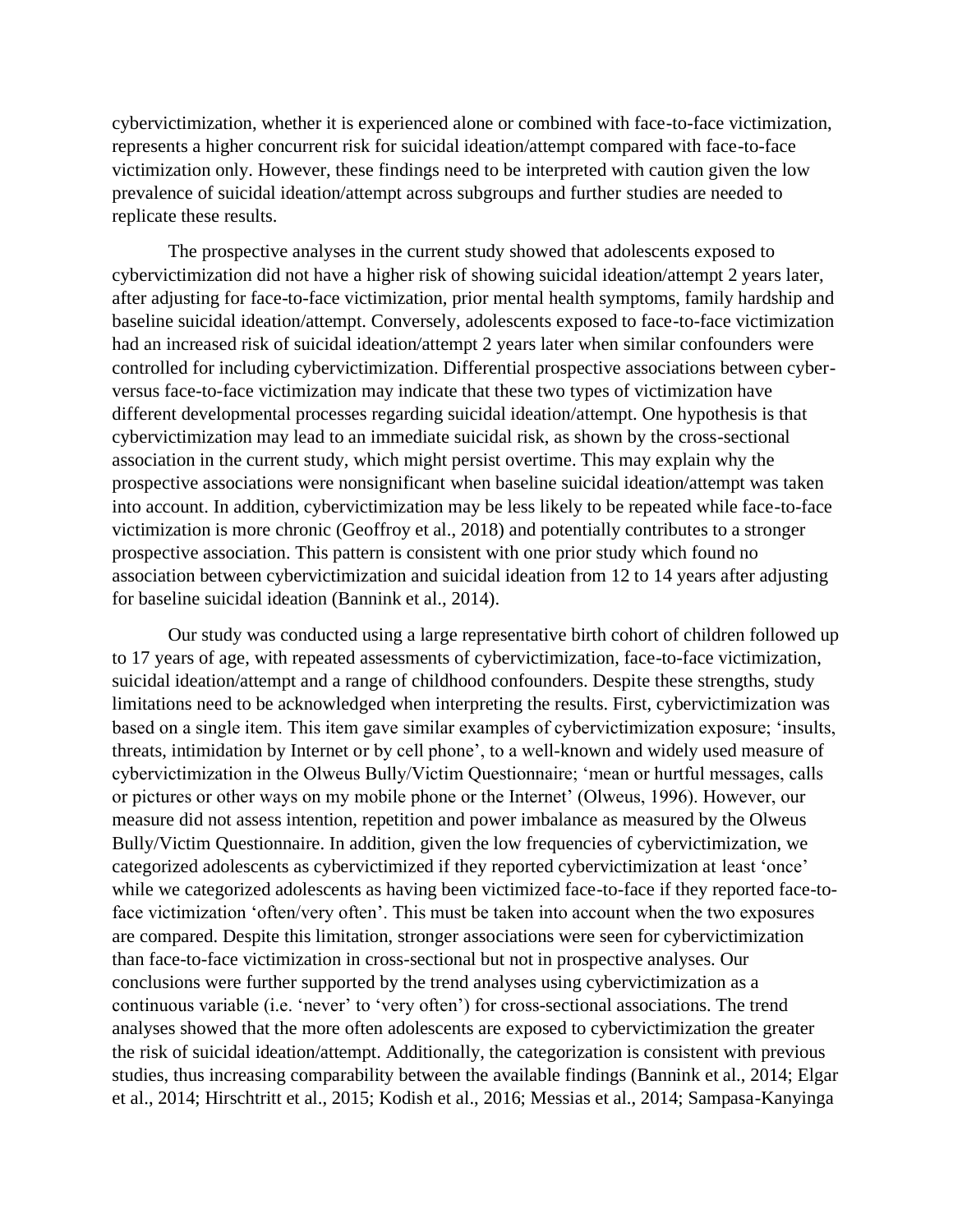cybervictimization, whether it is experienced alone or combined with face-to-face victimization, represents a higher concurrent risk for suicidal ideation/attempt compared with face-to-face victimization only. However, these findings need to be interpreted with caution given the low prevalence of suicidal ideation/attempt across subgroups and further studies are needed to replicate these results.

The prospective analyses in the current study showed that adolescents exposed to cybervictimization did not have a higher risk of showing suicidal ideation/attempt 2 years later, after adjusting for face-to-face victimization, prior mental health symptoms, family hardship and baseline suicidal ideation/attempt. Conversely, adolescents exposed to face-to-face victimization had an increased risk of suicidal ideation/attempt 2 years later when similar confounders were controlled for including cybervictimization. Differential prospective associations between cyber- versus face-to-face victimization may indicate that these two types of victimization have different developmental processes regarding suicidal ideation/attempt. One hypothesis is that cybervictimization may lead to an immediate suicidal risk, as shown by the cross-sectional association in the current study, which might persist overtime. This may explain why the prospective associations were nonsignificant when baseline suicidal ideation/attempt was taken into account. In addition, cybervictimization may be less likely to be repeated while face-to-face victimization is more chronic (Geoffroy et al., 2018) and potentially contributes to a stronger prospective association. This pattern is consistent with one prior study which found no association between cybervictimization and suicidal ideation from 12 to 14 years after adjusting for baseline suicidal ideation (Bannink et al., 2014).

Our study was conducted using a large representative birth cohort of children followed up to 17 years of age, with repeated assessments of cybervictimization, face-to-face victimization, suicidal ideation/attempt and a range of childhood confounders. Despite these strengths, study limitations need to be acknowledged when interpreting the results. First, cybervictimization was based on a single item. This item gave similar examples of cybervictimization exposure; 'insults, threats, intimidation by Internet or by cell phone', to a well-known and widely used measure of cybervictimization in the Olweus Bully/Victim Questionnaire; 'mean or hurtful messages, calls or pictures or other ways on my mobile phone or the Internet' (Olweus, 1996). However, our measure did not assess intention, repetition and power imbalance as measured by the Olweus Bully/Victim Questionnaire. In addition, given the low frequencies of cybervictimization, we categorized adolescents as cybervictimized if they reported cybervictimization at least 'once' while we categorized adolescents as having been victimized face-to-face if they reported face-to-face victimization 'often/very often'. This must be taken into account when the two exposures are compared. Despite this limitation, stronger associations were seen for cybervictimization than face-to-face victimization in cross-sectional but not in prospective analyses. Our conclusions were further supported by the trend analyses using cybervictimization as a continuous variable (i.e. 'never' to 'very often') for cross-sectional associations. The trend analyses showed that the more often adolescents are exposed to cybervictimization the greater the risk of suicidal ideation/attempt. Additionally, the categorization is consistent with previous studies, thus increasing comparability between the available findings (Bannink et al., 2014; Elgar et al., 2014; Hirschtritt et al., 2015; Kodish et al., 2016; Messias et al., 2014; Sampasa-Kanyinga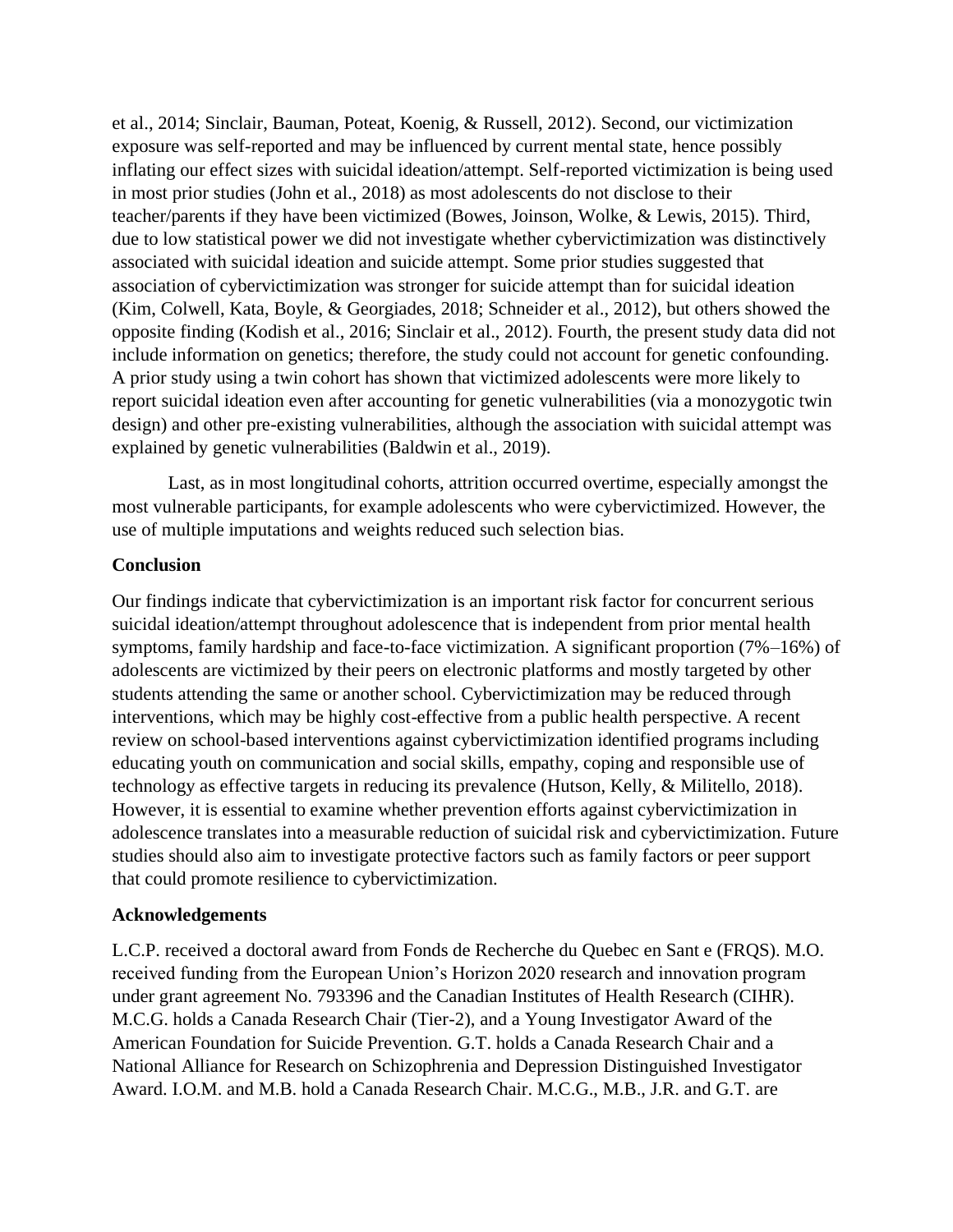et al., 2014; Sinclair, Bauman, Poteat, Koenig, & Russell, 2012). Second, our victimization exposure was self-reported and may be influenced by current mental state, hence possibly inflating our effect sizes with suicidal ideation/attempt. Self-reported victimization is being used in most prior studies (John et al., 2018) as most adolescents do not disclose to their teacher/parents if they have been victimized (Bowes, Joinson, Wolke, & Lewis, 2015). Third, due to low statistical power we did not investigate whether cybervictimization was distinctively associated with suicidal ideation and suicide attempt. Some prior studies suggested that association of cybervictimization was stronger for suicide attempt than for suicidal ideation (Kim, Colwell, Kata, Boyle, & Georgiades, 2018; Schneider et al., 2012), but others showed the opposite finding (Kodish et al., 2016; Sinclair et al., 2012). Fourth, the present study data did not include information on genetics; therefore, the study could not account for genetic confounding. A prior study using a twin cohort has shown that victimized adolescents were more likely to report suicidal ideation even after accounting for genetic vulnerabilities (via a monozygotic twin design) and other pre-existing vulnerabilities, although the association with suicidal attempt was explained by genetic vulnerabilities (Baldwin et al., 2019).

Last, as in most longitudinal cohorts, attrition occurred overtime, especially amongst the most vulnerable participants, for example adolescents who were cybervictimized. However, the use of multiple imputations and weights reduced such selection bias.

## Conclusion

Our findings indicate that cybervictimization is an important risk factor for concurrent serious suicidal ideation/attempt throughout adolescence that is independent from prior mental health symptoms, family hardship and face-to-face victimization. A significant proportion (7%–16%) of adolescents are victimized by their peers on electronic platforms and mostly targeted by other students attending the same or another school. Cybervictimization may be reduced through interventions, which may be highly cost-effective from a public health perspective. A recent review on school-based interventions against cybervictimization identified programs including educating youth on communication and social skills, empathy, coping and responsible use of technology as effective targets in reducing its prevalence (Hutson, Kelly, & Militello, 2018). However, it is essential to examine whether prevention efforts against cybervictimization in adolescence translates into a measurable reduction of suicidal risk and cybervictimization. Future studies should also aim to investigate protective factors such as family factors or peer support that could promote resilience to cybervictimization.

## Acknowledgements

L.C.P. received a doctoral award from Fonds de Recherche du Quebec en Sant e (FRQS). M.O. received funding from the European Union's Horizon 2020 research and innovation program under grant agreement No. 793396 and the Canadian Institutes of Health Research (CIHR). M.C.G. holds a Canada Research Chair (Tier-2), and a Young Investigator Award of the American Foundation for Suicide Prevention. G.T. holds a Canada Research Chair and a National Alliance for Research on Schizophrenia and Depression Distinguished Investigator Award. I.O.M. and M.B. hold a Canada Research Chair. M.C.G., M.B., J.R. and G.T. are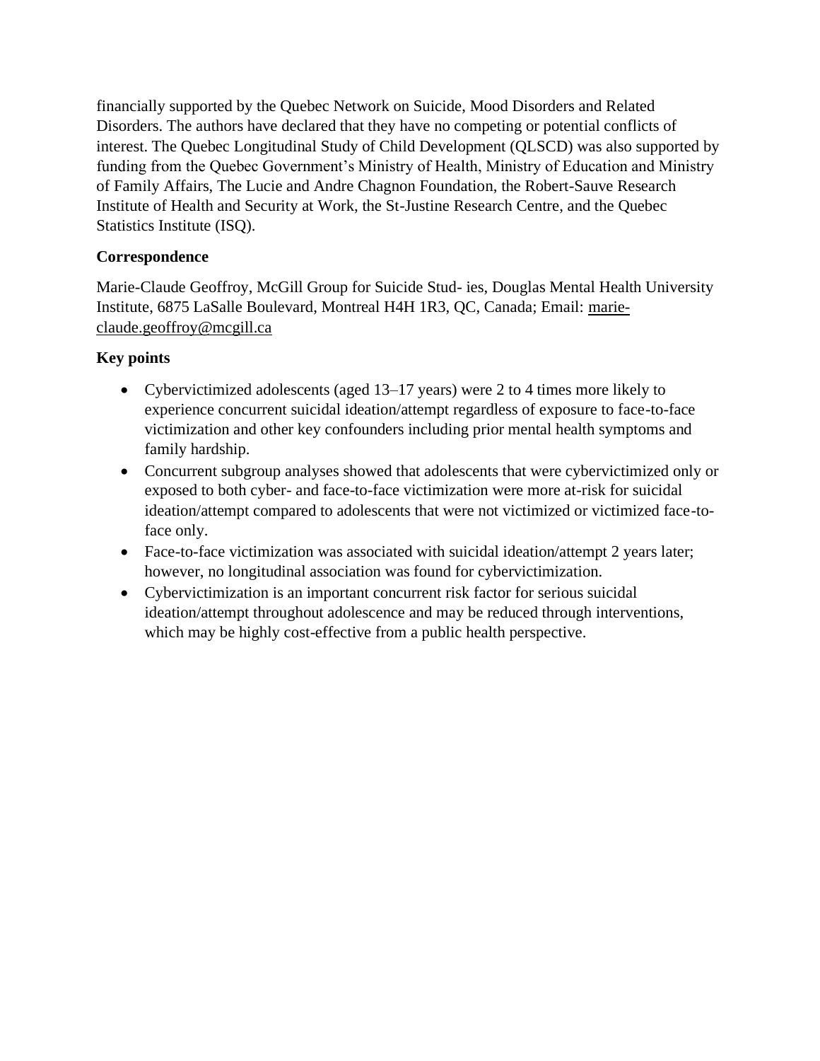financially supported by the Quebec Network on Suicide, Mood Disorders and Related Disorders. The authors have declared that they have no competing or potential conflicts of interest. The Quebec Longitudinal Study of Child Development (QLSCD) was also supported by funding from the Quebec Government's Ministry of Health, Ministry of Education and Ministry of Family Affairs, The Lucie and Andre Chagnon Foundation, the Robert-Sauve Research Institute of Health and Security at Work, the St-Justine Research Centre, and the Quebec Statistics Institute (ISQ).

**Correspondence**

Marie-Claude Geoffroy, McGill Group for Suicide Stud- ies, Douglas Mental Health University Institute, 6875 LaSalle Boulevard, Montreal H4H 1R3, QC, Canada; Email: marie-claude.geoffroy@mcgill.ca

**Key points**

- Cybervictimized adolescents (aged 13–17 years) were 2 to 4 times more likely to experience concurrent suicidal ideation/attempt regardless of exposure to face-to-face victimization and other key confounders including prior mental health symptoms and family hardship.
- Concurrent subgroup analyses showed that adolescents that were cybervictimized only or exposed to both cyber- and face-to-face victimization were more at-risk for suicidal ideation/attempt compared to adolescents that were not victimized or victimized face-to-face only.
- Face-to-face victimization was associated with suicidal ideation/attempt 2 years later; however, no longitudinal association was found for cybervictimization.
- Cybervictimization is an important concurrent risk factor for serious suicidal ideation/attempt throughout adolescence and may be reduced through interventions, which may be highly cost-effective from a public health perspective.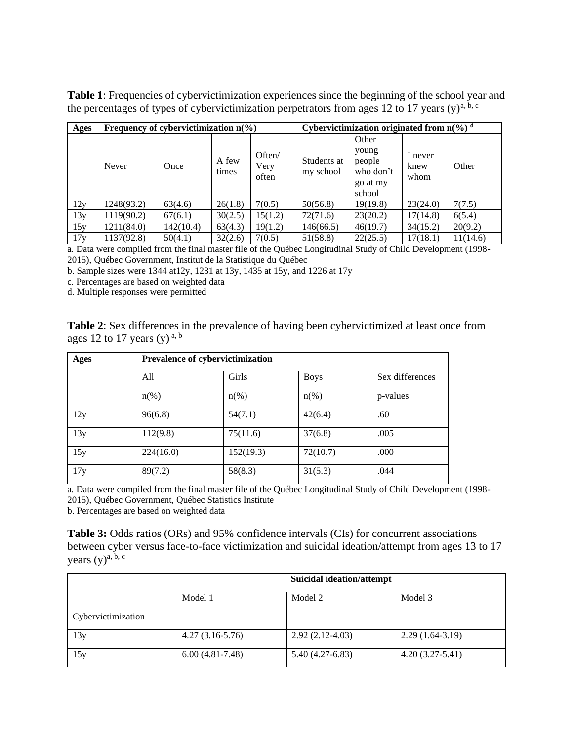**Table 1**: Frequencies of cybervictimization experiences since the beginning of the school year and the percentages of types of cybervictimization perpetrators from ages 12 to 17 years (y)[a, b, c]

| Ages | Frequency of cybervictimization n(%) | | | | Cybervictimization originated from n(%) [d] | | | |
|---|---|---|---|---|---|---|---|---|
| | Never | Once | A few times | Often/ Very often | Students at my school | Other young people who don't go at my school | I never knew whom | Other |
| 12y | 1248(93.2) | 63(4.6) | 26(1.8) | 7(0.5) | 50(56.8) | 19(19.8) | 23(24.0) | 7(7.5) |
| 13y | 1119(90.2) | 67(6.1) | 30(2.5) | 15(1.2) | 72(71.6) | 23(20.2) | 17(14.8) | 6(5.4) |
| 15y | 1211(84.0) | 142(10.4) | 63(4.3) | 19(1.2) | 146(66.5) | 46(19.7) | 34(15.2) | 20(9.2) |
| 17y | 1137(92.8) | 50(4.1) | 32(2.6) | 7(0.5) | 51(58.8) | 22(25.5) | 17(18.1) | 11(14.6) |

a. Data were compiled from the final master file of the Québec Longitudinal Study of Child Development (1998-2015), Québec Government, Institut de la Statistique du Québec

b. Sample sizes were 1344 at12y, 1231 at 13y, 1435 at 15y, and 1226 at 17y

c. Percentages are based on weighted data

d. Multiple responses were permitted

**Table 2**: Sex differences in the prevalence of having been cybervictimized at least once from ages 12 to 17 years (y) [a, b]

| Ages | Prevalence of cybervictimization | | | |
|---|---|---|---|---|
| | All | Girls | Boys | Sex differences |
| | n(%) | n(%) | n(%) | p-values |
| 12y | 96(6.8) | 54(7.1) | 42(6.4) | .60 |
| 13y | 112(9.8) | 75(11.6) | 37(6.8) | .005 |
| 15y | 224(16.0) | 152(19.3) | 72(10.7) | .000 |
| 17y | 89(7.2) | 58(8.3) | 31(5.3) | .044 |

a. Data were compiled from the final master file of the Québec Longitudinal Study of Child Development (1998-2015), Québec Government, Québec Statistics Institute

b. Percentages are based on weighted data

**Table 3:** Odds ratios (ORs) and 95% confidence intervals (CIs) for concurrent associations between cyber versus face-to-face victimization and suicidal ideation/attempt from ages 13 to 17 years (y)[a, b, c]

| | Suicidal ideation/attempt | | |
|---|---|---|---|
| | Model 1 | Model 2 | Model 3 |
| Cybervictimization | | | |
| 13y | 4.27 (3.16-5.76) | 2.92 (2.12-4.03) | 2.29 (1.64-3.19) |
| 15y | 6.00 (4.81-7.48) | 5.40 (4.27-6.83) | 4.20 (3.27-5.41) |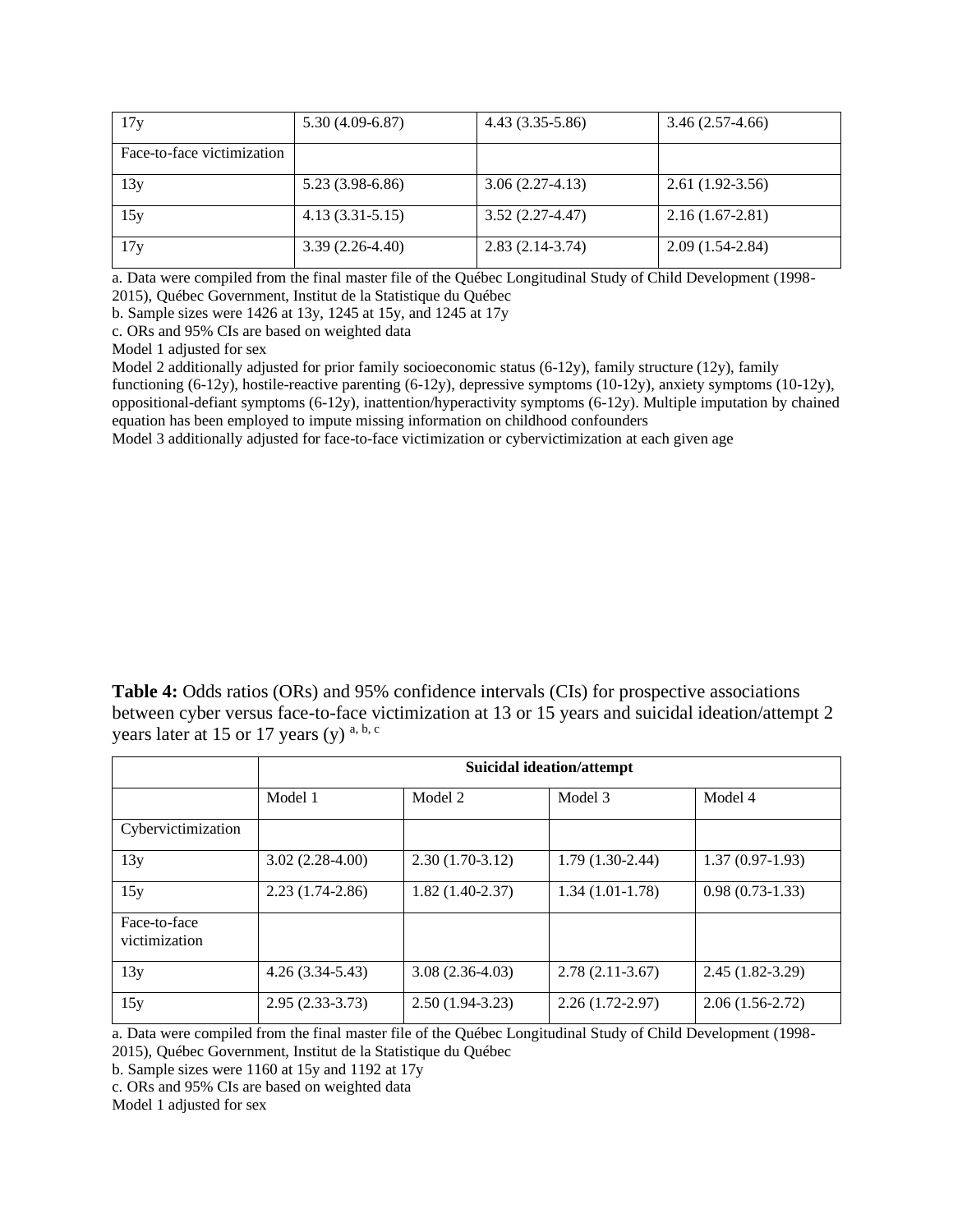| 17y | 5.30 (4.09-6.87) | 4.43 (3.35-5.86) | 3.46 (2.57-4.66) |
|---|---|---|---|
| Face-to-face victimization | | | |
| 13y | 5.23 (3.98-6.86) | 3.06 (2.27-4.13) | 2.61 (1.92-3.56) |
| 15y | 4.13 (3.31-5.15) | 3.52 (2.27-4.47) | 2.16 (1.67-2.81) |
| 17y | 3.39 (2.26-4.40) | 2.83 (2.14-3.74) | 2.09 (1.54-2.84) |

a. Data were compiled from the final master file of the Québec Longitudinal Study of Child Development (1998-2015), Québec Government, Institut de la Statistique du Québec

b. Sample sizes were 1426 at 13y, 1245 at 15y, and 1245 at 17y

c. ORs and 95% CIs are based on weighted data

Model 1 adjusted for sex

Model 2 additionally adjusted for prior family socioeconomic status (6-12y), family structure (12y), family functioning (6-12y), hostile-reactive parenting (6-12y), depressive symptoms (10-12y), anxiety symptoms (10-12y), oppositional-defiant symptoms (6-12y), inattention/hyperactivity symptoms (6-12y). Multiple imputation by chained equation has been employed to impute missing information on childhood confounders

Model 3 additionally adjusted for face-to-face victimization or cybervictimization at each given age

**Table 4:** Odds ratios (ORs) and 95% confidence intervals (CIs) for prospective associations between cyber versus face-to-face victimization at 13 or 15 years and suicidal ideation/attempt 2 years later at 15 or 17 years (y) [a, b, c]

| | **Suicidal ideation/attempt** | | | |
|---|---|---|---|---|
| | Model 1 | Model 2 | Model 3 | Model 4 |
| Cybervictimization | | | | |
| 13y | 3.02 (2.28-4.00) | 2.30 (1.70-3.12) | 1.79 (1.30-2.44) | 1.37 (0.97-1.93) |
| 15y | 2.23 (1.74-2.86) | 1.82 (1.40-2.37) | 1.34 (1.01-1.78) | 0.98 (0.73-1.33) |
| Face-to-face victimization | | | | |
| 13y | 4.26 (3.34-5.43) | 3.08 (2.36-4.03) | 2.78 (2.11-3.67) | 2.45 (1.82-3.29) |
| 15y | 2.95 (2.33-3.73) | 2.50 (1.94-3.23) | 2.26 (1.72-2.97) | 2.06 (1.56-2.72) |

a. Data were compiled from the final master file of the Québec Longitudinal Study of Child Development (1998-2015), Québec Government, Institut de la Statistique du Québec

b. Sample sizes were 1160 at 15y and 1192 at 17y

c. ORs and 95% CIs are based on weighted data

Model 1 adjusted for sex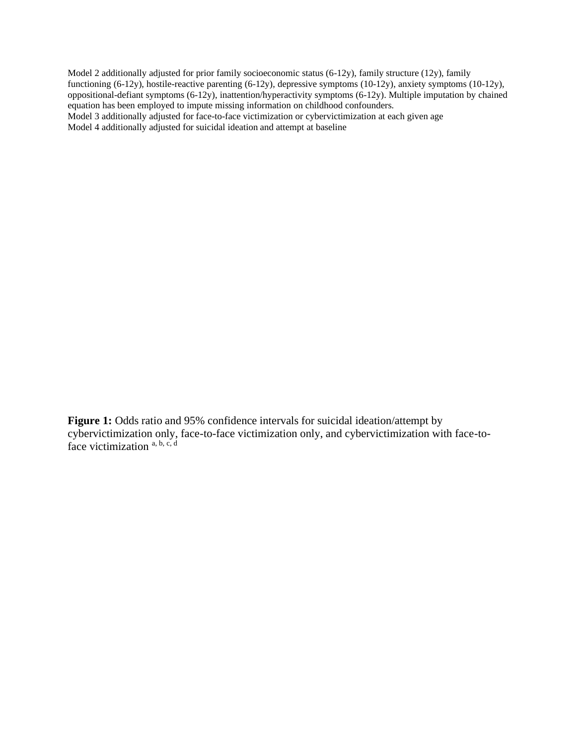Model 2 additionally adjusted for prior family socioeconomic status (6-12y), family structure (12y), family functioning (6-12y), hostile-reactive parenting (6-12y), depressive symptoms (10-12y), anxiety symptoms (10-12y), oppositional-defiant symptoms (6-12y), inattention/hyperactivity symptoms (6-12y). Multiple imputation by chained equation has been employed to impute missing information on childhood confounders.
Model 3 additionally adjusted for face-to-face victimization or cybervictimization at each given age
Model 4 additionally adjusted for suicidal ideation and attempt at baseline

**Figure 1:** Odds ratio and 95% confidence intervals for suicidal ideation/attempt by cybervictimization only, face-to-face victimization only, and cybervictimization with face-to-face victimization [a, b, c, d]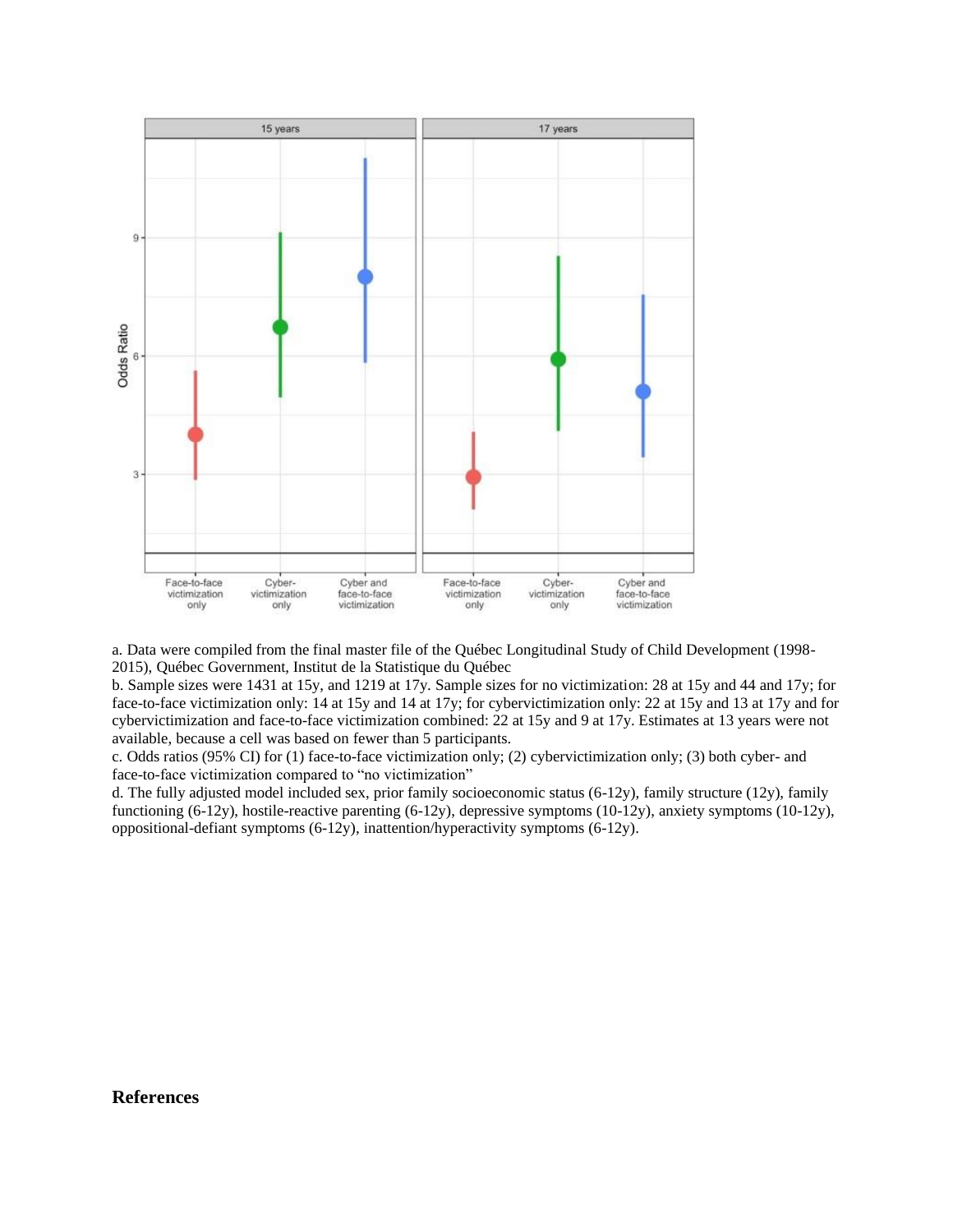a. Data were compiled from the final master file of the Québec Longitudinal Study of Child Development (1998-2015), Québec Government, Institut de la Statistique du Québec

b. Sample sizes were 1431 at 15y, and 1219 at 17y. Sample sizes for no victimization: 28 at 15y and 44 and 17y; for face-to-face victimization only: 14 at 15y and 14 at 17y; for cybervictimization only: 22 at 15y and 13 at 17y and for cybervictimization and face-to-face victimization combined: 22 at 15y and 9 at 17y. Estimates at 13 years were not available, because a cell was based on fewer than 5 participants.

c. Odds ratios (95% CI) for (1) face-to-face victimization only; (2) cybervictimization only; (3) both cyber- and face-to-face victimization compared to "no victimization"

d. The fully adjusted model included sex, prior family socioeconomic status (6-12y), family structure (12y), family functioning (6-12y), hostile-reactive parenting (6-12y), depressive symptoms (10-12y), anxiety symptoms (10-12y), oppositional-defiant symptoms (6-12y), inattention/hyperactivity symptoms (6-12y).

## References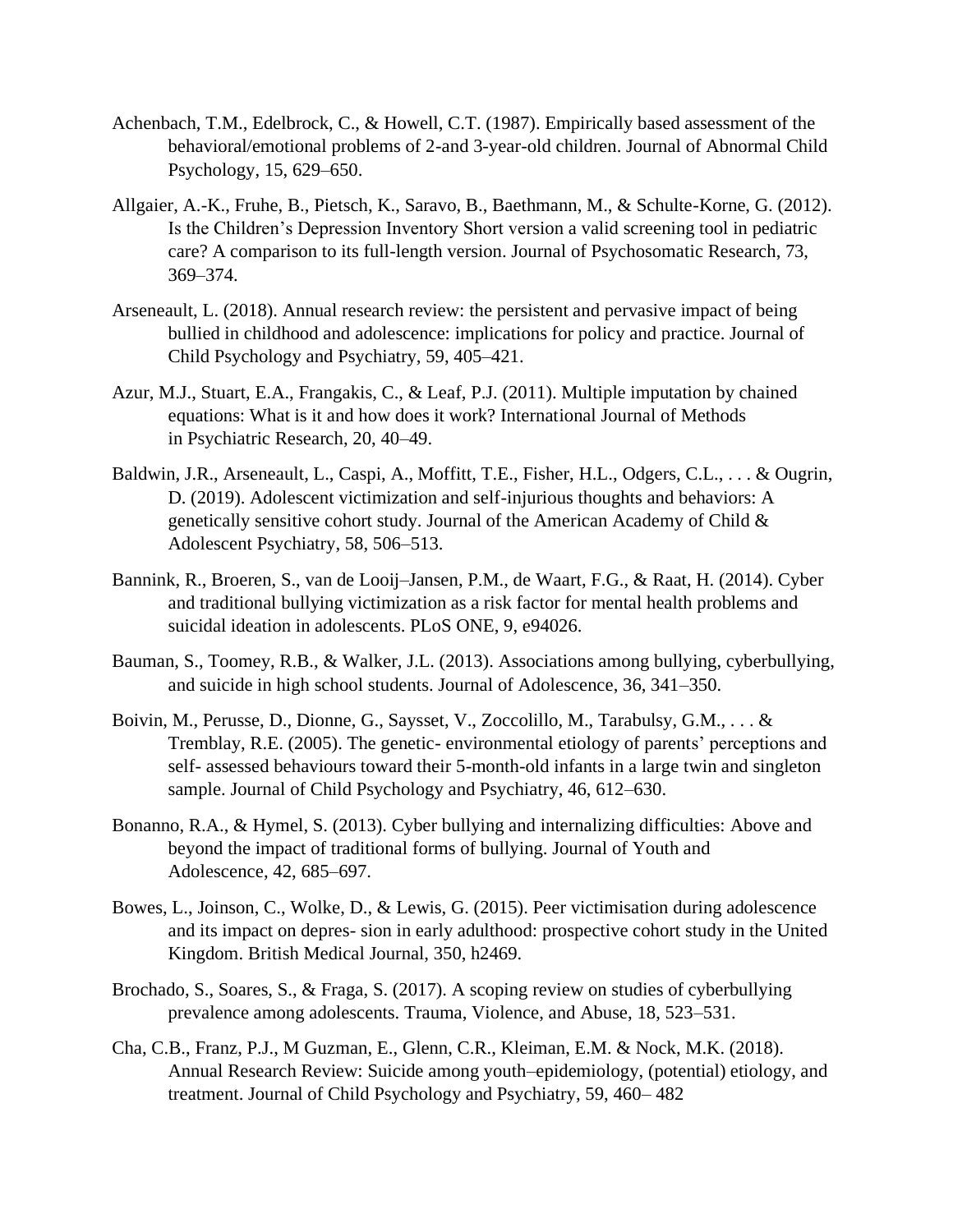Achenbach, T.M., Edelbrock, C., & Howell, C.T. (1987). Empirically based assessment of the behavioral/emotional problems of 2-and 3-year-old children. Journal of Abnormal Child Psychology, 15, 629–650.

Allgaier, A.-K., Fruhe, B., Pietsch, K., Saravo, B., Baethmann, M., & Schulte-Korne, G. (2012). Is the Children's Depression Inventory Short version a valid screening tool in pediatric care? A comparison to its full-length version. Journal of Psychosomatic Research, 73, 369–374.

Arseneault, L. (2018). Annual research review: the persistent and pervasive impact of being bullied in childhood and adolescence: implications for policy and practice. Journal of Child Psychology and Psychiatry, 59, 405–421.

Azur, M.J., Stuart, E.A., Frangakis, C., & Leaf, P.J. (2011). Multiple imputation by chained equations: What is it and how does it work? International Journal of Methods in Psychiatric Research, 20, 40–49.

Baldwin, J.R., Arseneault, L., Caspi, A., Moffitt, T.E., Fisher, H.L., Odgers, C.L., . . . & Ougrin, D. (2019). Adolescent victimization and self-injurious thoughts and behaviors: A genetically sensitive cohort study. Journal of the American Academy of Child & Adolescent Psychiatry, 58, 506–513.

Bannink, R., Broeren, S., van de Looij–Jansen, P.M., de Waart, F.G., & Raat, H. (2014). Cyber and traditional bullying victimization as a risk factor for mental health problems and suicidal ideation in adolescents. PLoS ONE, 9, e94026.

Bauman, S., Toomey, R.B., & Walker, J.L. (2013). Associations among bullying, cyberbullying, and suicide in high school students. Journal of Adolescence, 36, 341–350.

Boivin, M., Perusse, D., Dionne, G., Saysset, V., Zoccolillo, M., Tarabulsy, G.M., . . . & Tremblay, R.E. (2005). The genetic- environmental etiology of parents' perceptions and self- assessed behaviours toward their 5-month-old infants in a large twin and singleton sample. Journal of Child Psychology and Psychiatry, 46, 612–630.

Bonanno, R.A., & Hymel, S. (2013). Cyber bullying and internalizing difficulties: Above and beyond the impact of traditional forms of bullying. Journal of Youth and Adolescence, 42, 685–697.

Bowes, L., Joinson, C., Wolke, D., & Lewis, G. (2015). Peer victimisation during adolescence and its impact on depres- sion in early adulthood: prospective cohort study in the United Kingdom. British Medical Journal, 350, h2469.

Brochado, S., Soares, S., & Fraga, S. (2017). A scoping review on studies of cyberbullying prevalence among adolescents. Trauma, Violence, and Abuse, 18, 523–531.

Cha, C.B., Franz, P.J., M Guzman, E., Glenn, C.R., Kleiman, E.M. & Nock, M.K. (2018). Annual Research Review: Suicide among youth–epidemiology, (potential) etiology, and treatment. Journal of Child Psychology and Psychiatry, 59, 460– 482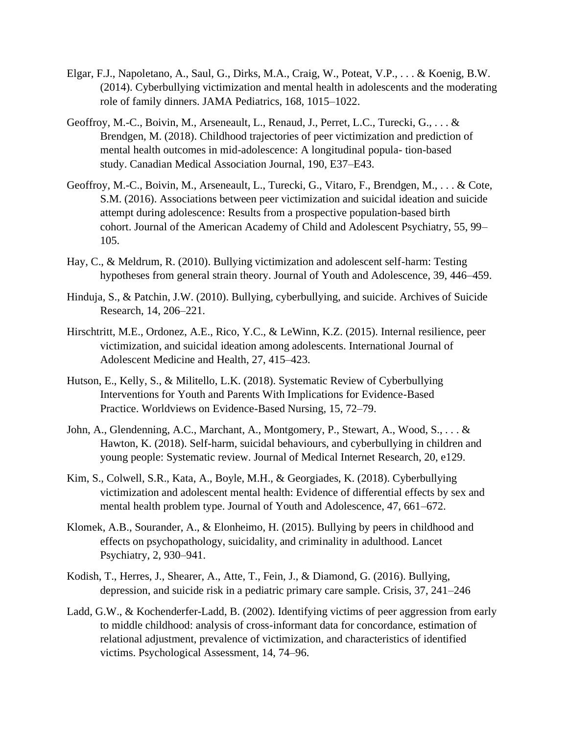Elgar, F.J., Napoletano, A., Saul, G., Dirks, M.A., Craig, W., Poteat, V.P., . . . & Koenig, B.W. (2014). Cyberbullying victimization and mental health in adolescents and the moderating role of family dinners. JAMA Pediatrics, 168, 1015–1022.

Geoffroy, M.-C., Boivin, M., Arseneault, L., Renaud, J., Perret, L.C., Turecki, G., . . . & Brendgen, M. (2018). Childhood trajectories of peer victimization and prediction of mental health outcomes in mid-adolescence: A longitudinal popula- tion-based study. Canadian Medical Association Journal, 190, E37–E43.

Geoffroy, M.-C., Boivin, M., Arseneault, L., Turecki, G., Vitaro, F., Brendgen, M., . . . & Cote, S.M. (2016). Associations between peer victimization and suicidal ideation and suicide attempt during adolescence: Results from a prospective population-based birth cohort. Journal of the American Academy of Child and Adolescent Psychiatry, 55, 99–105.

Hay, C., & Meldrum, R. (2010). Bullying victimization and adolescent self-harm: Testing hypotheses from general strain theory. Journal of Youth and Adolescence, 39, 446–459.

Hinduja, S., & Patchin, J.W. (2010). Bullying, cyberbullying, and suicide. Archives of Suicide Research, 14, 206–221.

Hirschtritt, M.E., Ordonez, A.E., Rico, Y.C., & LeWinn, K.Z. (2015). Internal resilience, peer victimization, and suicidal ideation among adolescents. International Journal of Adolescent Medicine and Health, 27, 415–423.

Hutson, E., Kelly, S., & Militello, L.K. (2018). Systematic Review of Cyberbullying Interventions for Youth and Parents With Implications for Evidence-Based Practice. Worldviews on Evidence-Based Nursing, 15, 72–79.

John, A., Glendenning, A.C., Marchant, A., Montgomery, P., Stewart, A., Wood, S., . . . & Hawton, K. (2018). Self-harm, suicidal behaviours, and cyberbullying in children and young people: Systematic review. Journal of Medical Internet Research, 20, e129.

Kim, S., Colwell, S.R., Kata, A., Boyle, M.H., & Georgiades, K. (2018). Cyberbullying victimization and adolescent mental health: Evidence of differential effects by sex and mental health problem type. Journal of Youth and Adolescence, 47, 661–672.

Klomek, A.B., Sourander, A., & Elonheimo, H. (2015). Bullying by peers in childhood and effects on psychopathology, suicidality, and criminality in adulthood. Lancet Psychiatry, 2, 930–941.

Kodish, T., Herres, J., Shearer, A., Atte, T., Fein, J., & Diamond, G. (2016). Bullying, depression, and suicide risk in a pediatric primary care sample. Crisis, 37, 241–246

Ladd, G.W., & Kochenderfer-Ladd, B. (2002). Identifying victims of peer aggression from early to middle childhood: analysis of cross-informant data for concordance, estimation of relational adjustment, prevalence of victimization, and characteristics of identified victims. Psychological Assessment, 14, 74–96.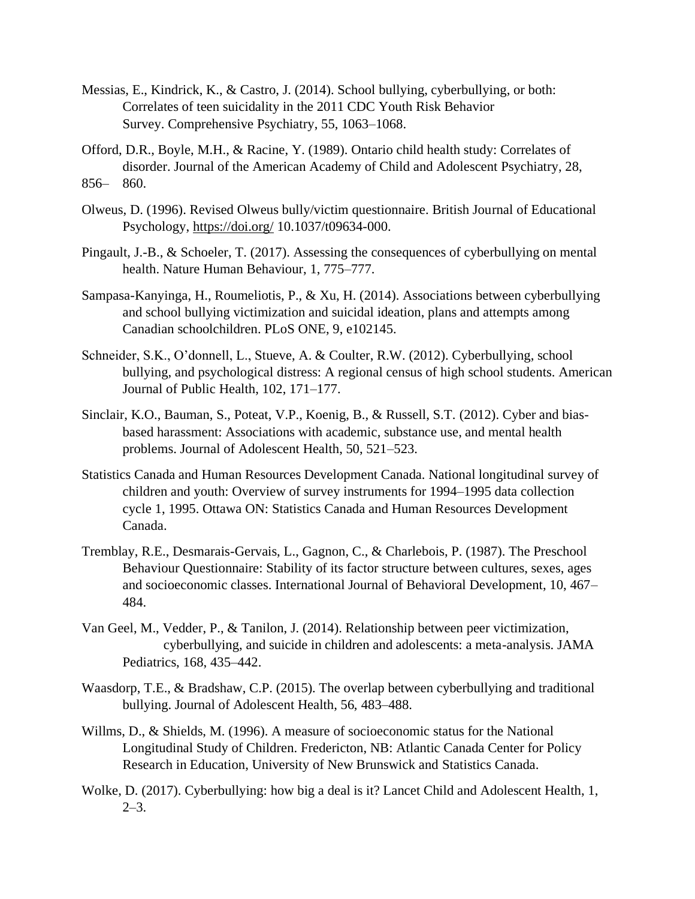Messias, E., Kindrick, K., & Castro, J. (2014). School bullying, cyberbullying, or both: Correlates of teen suicidality in the 2011 CDC Youth Risk Behavior Survey. Comprehensive Psychiatry, 55, 1063–1068.

Offord, D.R., Boyle, M.H., & Racine, Y. (1989). Ontario child health study: Correlates of disorder. Journal of the American Academy of Child and Adolescent Psychiatry, 28, 856– 860.

Olweus, D. (1996). Revised Olweus bully/victim questionnaire. British Journal of Educational Psychology, https://doi.org/ 10.1037/t09634-000.

Pingault, J.-B., & Schoeler, T. (2017). Assessing the consequences of cyberbullying on mental health. Nature Human Behaviour, 1, 775–777.

Sampasa-Kanyinga, H., Roumeliotis, P., & Xu, H. (2014). Associations between cyberbullying and school bullying victimization and suicidal ideation, plans and attempts among Canadian schoolchildren. PLoS ONE, 9, e102145.

Schneider, S.K., O'donnell, L., Stueve, A. & Coulter, R.W. (2012). Cyberbullying, school bullying, and psychological distress: A regional census of high school students. American Journal of Public Health, 102, 171–177.

Sinclair, K.O., Bauman, S., Poteat, V.P., Koenig, B., & Russell, S.T. (2012). Cyber and bias-based harassment: Associations with academic, substance use, and mental health problems. Journal of Adolescent Health, 50, 521–523.

Statistics Canada and Human Resources Development Canada. National longitudinal survey of children and youth: Overview of survey instruments for 1994–1995 data collection cycle 1, 1995. Ottawa ON: Statistics Canada and Human Resources Development Canada.

Tremblay, R.E., Desmarais-Gervais, L., Gagnon, C., & Charlebois, P. (1987). The Preschool Behaviour Questionnaire: Stability of its factor structure between cultures, sexes, ages and socioeconomic classes. International Journal of Behavioral Development, 10, 467–484.

Van Geel, M., Vedder, P., & Tanilon, J. (2014). Relationship between peer victimization, cyberbullying, and suicide in children and adolescents: a meta-analysis. JAMA Pediatrics, 168, 435–442.

Waasdorp, T.E., & Bradshaw, C.P. (2015). The overlap between cyberbullying and traditional bullying. Journal of Adolescent Health, 56, 483–488.

Willms, D., & Shields, M. (1996). A measure of socioeconomic status for the National Longitudinal Study of Children. Fredericton, NB: Atlantic Canada Center for Policy Research in Education, University of New Brunswick and Statistics Canada.

Wolke, D. (2017). Cyberbullying: how big a deal is it? Lancet Child and Adolescent Health, 1, 2–3.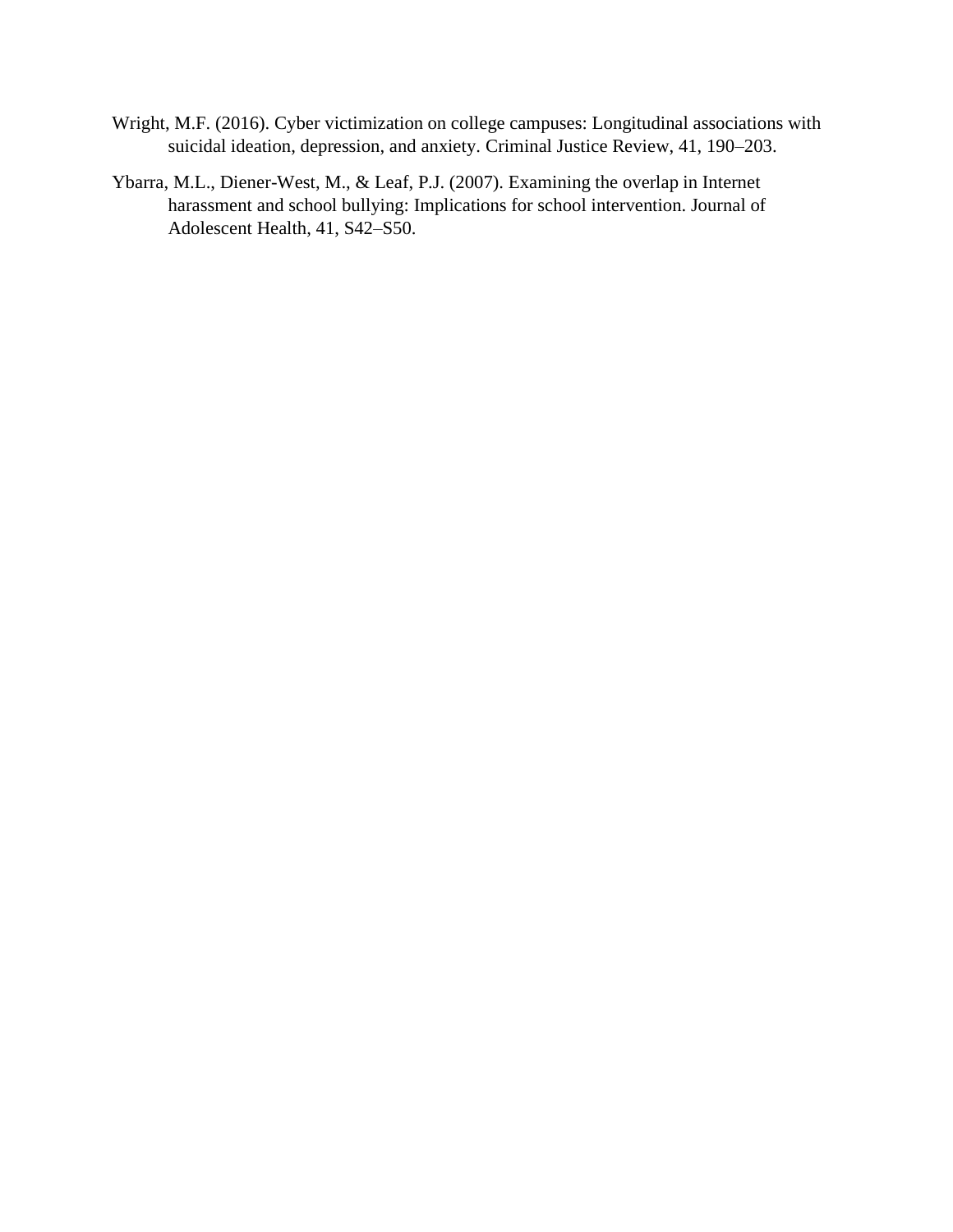Wright, M.F. (2016). Cyber victimization on college campuses: Longitudinal associations with suicidal ideation, depression, and anxiety. Criminal Justice Review, 41, 190–203.

Ybarra, M.L., Diener-West, M., & Leaf, P.J. (2007). Examining the overlap in Internet harassment and school bullying: Implications for school intervention. Journal of Adolescent Health, 41, S42–S50.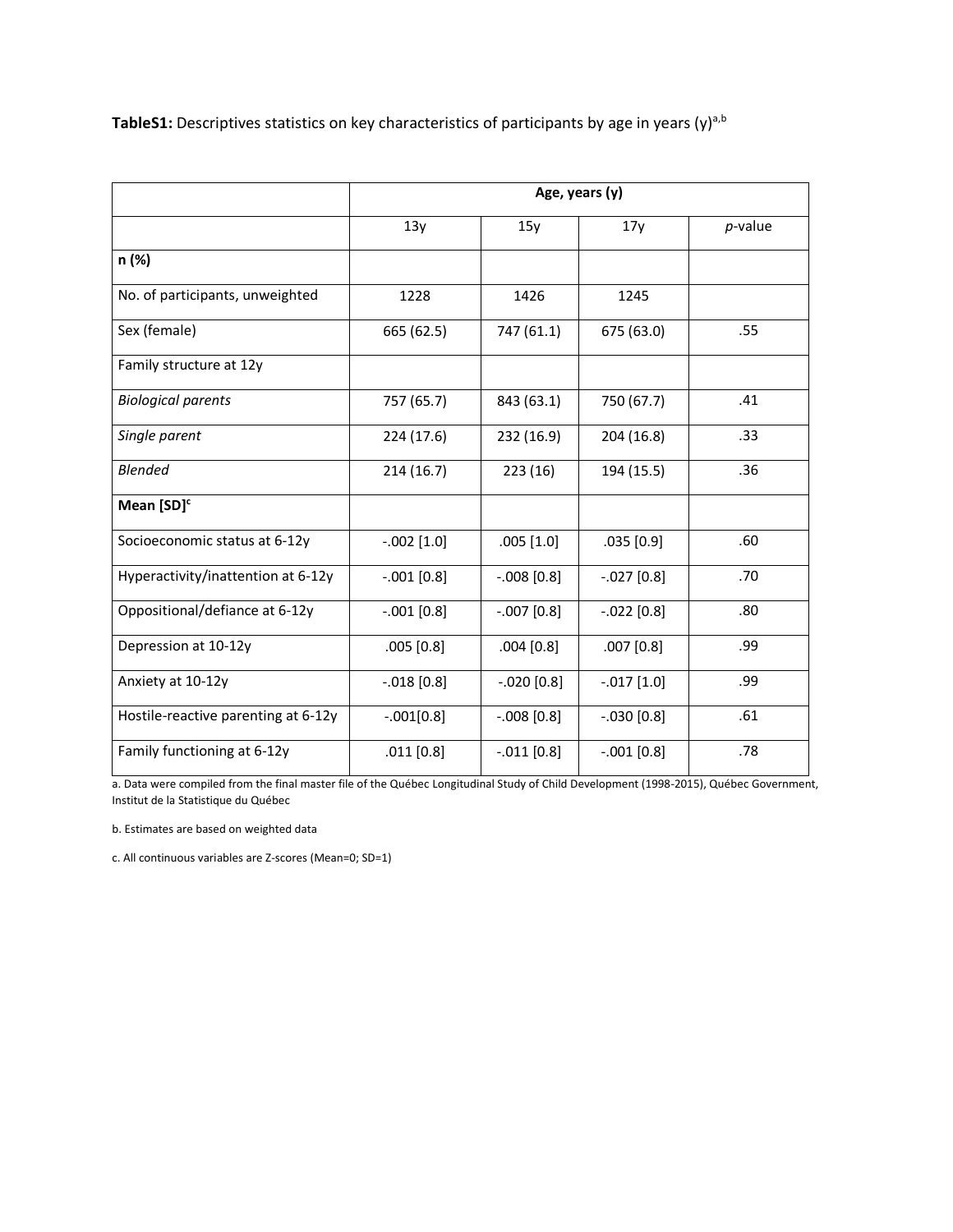**TableS1:** Descriptives statistics on key characteristics of participants by age in years (y)[a,b]

| | Age, years (y) | | | |
|---|---|---|---|---|
| | 13y | 15y | 17y | *p*-value |
| **n (%)** | | | | |
| No. of participants, unweighted | 1228 | 1426 | 1245 | |
| Sex (female) | 665 (62.5) | 747 (61.1) | 675 (63.0) | .55 |
| Family structure at 12y | | | | |
| *Biological parents* | 757 (65.7) | 843 (63.1) | 750 (67.7) | .41 |
| *Single parent* | 224 (17.6) | 232 (16.9) | 204 (16.8) | .33 |
| *Blended* | 214 (16.7) | 223 (16) | 194 (15.5) | .36 |
| **Mean [SD]**[c] | | | | |
| Socioeconomic status at 6-12y | -.002 [1.0] | .005 [1.0] | .035 [0.9] | .60 |
| Hyperactivity/inattention at 6-12y | -.001 [0.8] | -.008 [0.8] | -.027 [0.8] | .70 |
| Oppositional/defiance at 6-12y | -.001 [0.8] | -.007 [0.8] | -.022 [0.8] | .80 |
| Depression at 10-12y | .005 [0.8] | .004 [0.8] | .007 [0.8] | .99 |
| Anxiety at 10-12y | -.018 [0.8] | -.020 [0.8] | -.017 [1.0] | .99 |
| Hostile-reactive parenting at 6-12y | -.001[0.8] | -.008 [0.8] | -.030 [0.8] | .61 |
| Family functioning at 6-12y | .011 [0.8] | -.011 [0.8] | -.001 [0.8] | .78 |

a. Data were compiled from the final master file of the Québec Longitudinal Study of Child Development (1998-2015), Québec Government, Institut de la Statistique du Québec

b. Estimates are based on weighted data

c. All continuous variables are Z-scores (Mean=0; SD=1)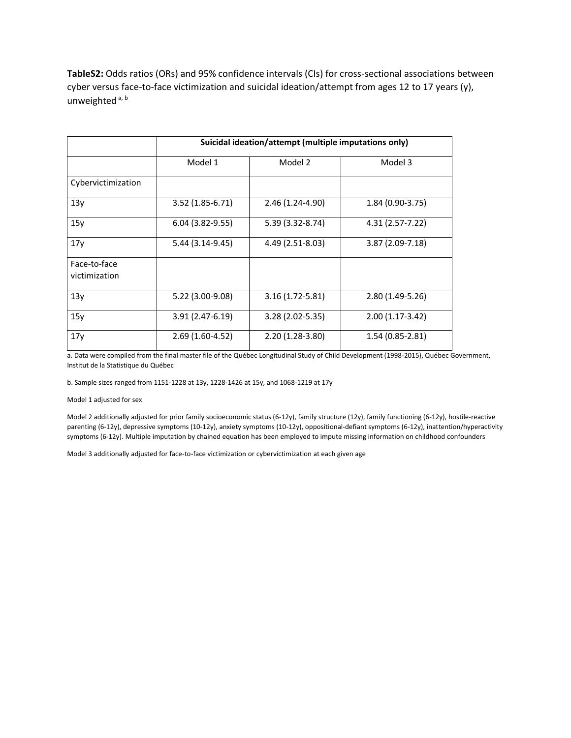**TableS2:** Odds ratios (ORs) and 95% confidence intervals (CIs) for cross-sectional associations between cyber versus face-to-face victimization and suicidal ideation/attempt from ages 12 to 17 years (y), unweighted [a, b]

| | **Suicidal ideation/attempt (multiple imputations only)** | | |
|---|---|---|---|
| | Model 1 | Model 2 | Model 3 |
| Cybervictimization | | | |
| 13y | 3.52 (1.85-6.71) | 2.46 (1.24-4.90) | 1.84 (0.90-3.75) |
| 15y | 6.04 (3.82-9.55) | 5.39 (3.32-8.74) | 4.31 (2.57-7.22) |
| 17y | 5.44 (3.14-9.45) | 4.49 (2.51-8.03) | 3.87 (2.09-7.18) |
| Face-to-face victimization | | | |
| 13y | 5.22 (3.00-9.08) | 3.16 (1.72-5.81) | 2.80 (1.49-5.26) |
| 15y | 3.91 (2.47-6.19) | 3.28 (2.02-5.35) | 2.00 (1.17-3.42) |
| 17y | 2.69 (1.60-4.52) | 2.20 (1.28-3.80) | 1.54 (0.85-2.81) |

a. Data were compiled from the final master file of the Québec Longitudinal Study of Child Development (1998-2015), Québec Government, Institut de la Statistique du Québec

b. Sample sizes ranged from 1151-1228 at 13y, 1228-1426 at 15y, and 1068-1219 at 17y

Model 1 adjusted for sex

Model 2 additionally adjusted for prior family socioeconomic status (6-12y), family structure (12y), family functioning (6-12y), hostile-reactive parenting (6-12y), depressive symptoms (10-12y), anxiety symptoms (10-12y), oppositional-defiant symptoms (6-12y), inattention/hyperactivity symptoms (6-12y). Multiple imputation by chained equation has been employed to impute missing information on childhood confounders

Model 3 additionally adjusted for face-to-face victimization or cybervictimization at each given age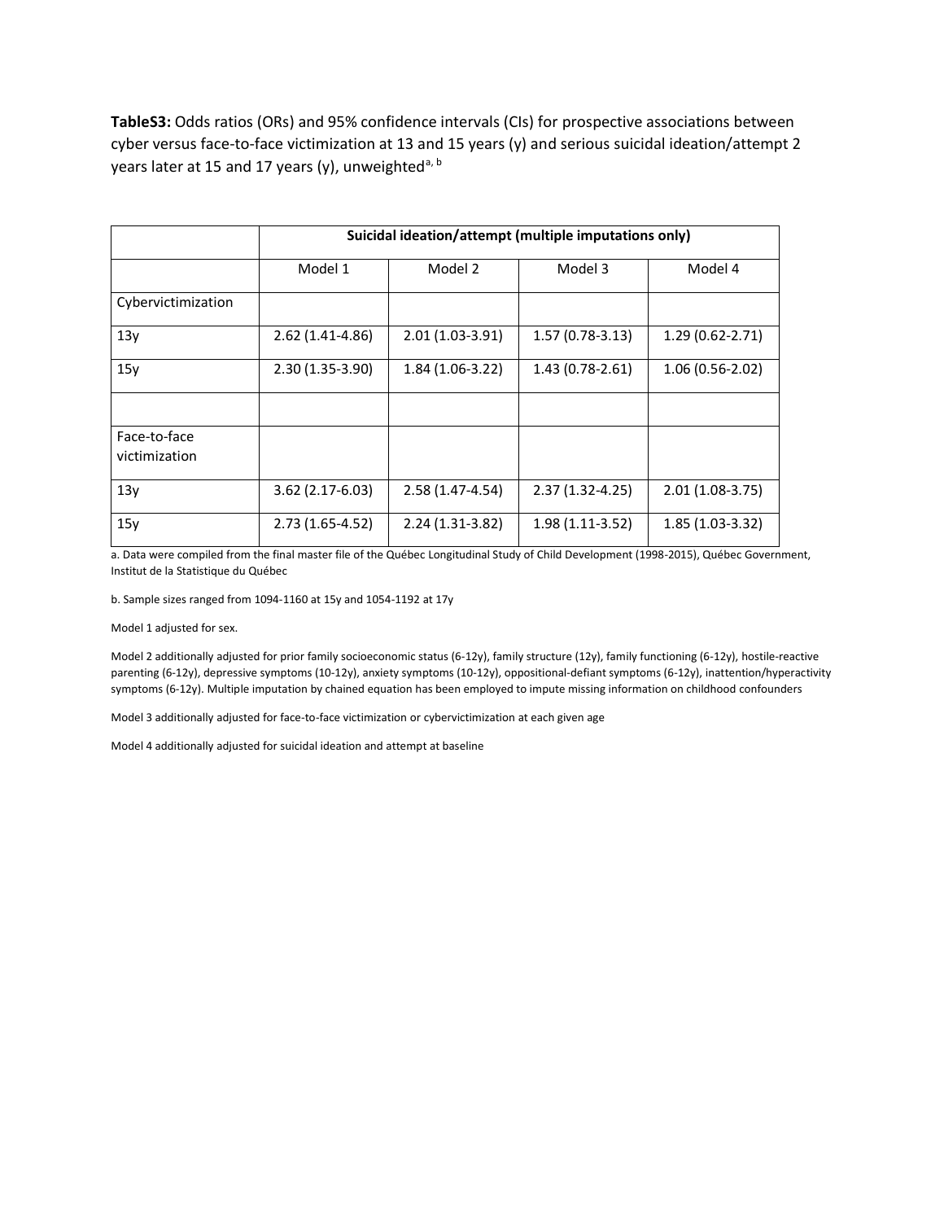**TableS3:** Odds ratios (ORs) and 95% confidence intervals (CIs) for prospective associations between cyber versus face-to-face victimization at 13 and 15 years (y) and serious suicidal ideation/attempt 2 years later at 15 and 17 years (y), unweighted[a, b]

| | **Suicidal ideation/attempt (multiple imputations only)** | | | |
|---|---|---|---|---|
| | Model 1 | Model 2 | Model 3 | Model 4 |
| Cybervictimization | | | | |
| 13y | 2.62 (1.41-4.86) | 2.01 (1.03-3.91) | 1.57 (0.78-3.13) | 1.29 (0.62-2.71) |
| 15y | 2.30 (1.35-3.90) | 1.84 (1.06-3.22) | 1.43 (0.78-2.61) | 1.06 (0.56-2.02) |
| | | | | |
| Face-to-face victimization | | | | |
| 13y | 3.62 (2.17-6.03) | 2.58 (1.47-4.54) | 2.37 (1.32-4.25) | 2.01 (1.08-3.75) |
| 15y | 2.73 (1.65-4.52) | 2.24 (1.31-3.82) | 1.98 (1.11-3.52) | 1.85 (1.03-3.32) |

a. Data were compiled from the final master file of the Québec Longitudinal Study of Child Development (1998-2015), Québec Government, Institut de la Statistique du Québec

b. Sample sizes ranged from 1094-1160 at 15y and 1054-1192 at 17y

Model 1 adjusted for sex.

Model 2 additionally adjusted for prior family socioeconomic status (6-12y), family structure (12y), family functioning (6-12y), hostile-reactive parenting (6-12y), depressive symptoms (10-12y), anxiety symptoms (10-12y), oppositional-defiant symptoms (6-12y), inattention/hyperactivity symptoms (6-12y). Multiple imputation by chained equation has been employed to impute missing information on childhood confounders

Model 3 additionally adjusted for face-to-face victimization or cybervictimization at each given age

Model 4 additionally adjusted for suicidal ideation and attempt at baseline